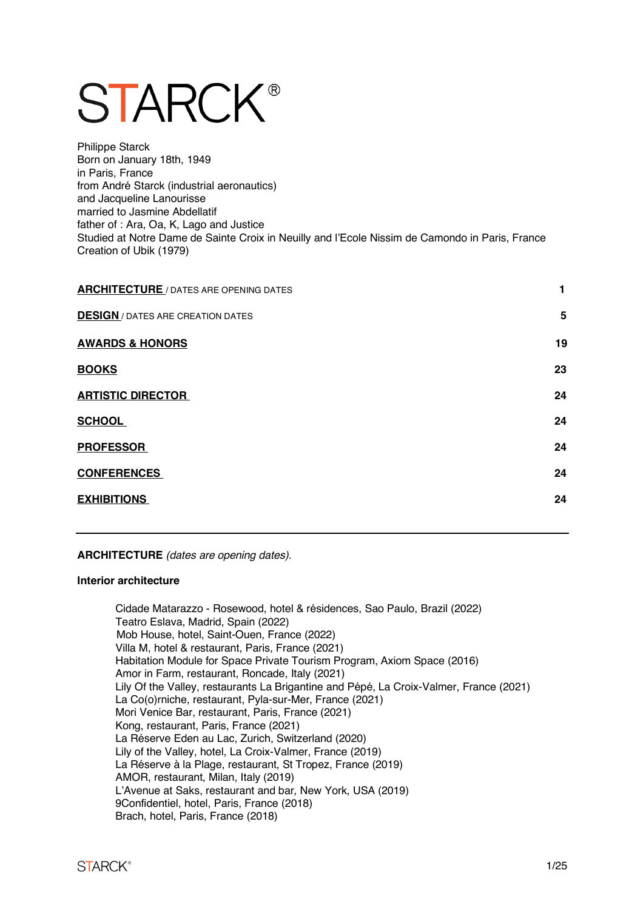# STARCK®

Philippe Starck
Born on January 18th, 1949
in Paris, France
from André Starck (industrial aeronautics)
and Jacqueline Lanourisse
married to Jasmine Abdellatif
father of : Ara, Oa, K, Lago and Justice
Studied at Notre Dame de Sainte Croix in Neuilly and l'Ecole Nissim de Camondo in Paris, France
Creation of Ubik (1979)

| | |
|---|---|
| **ARCHITECTURE** / DATES ARE OPENING DATES | **1** |
| **DESIGN** / DATES ARE CREATION DATES | **5** |
| **AWARDS & HONORS** | **19** |
| **BOOKS** | **23** |
| **ARTISTIC DIRECTOR** | **24** |
| **SCHOOL** | **24** |
| **PROFESSOR** | **24** |
| **CONFERENCES** | **24** |
| **EXHIBITIONS** | **24** |

---

## ARCHITECTURE *(dates are opening dates).*

### Interior architecture

Cidade Matarazzo - Rosewood, hotel & résidences, Sao Paulo, Brazil (2022)
Teatro Eslava, Madrid, Spain (2022)
Mob House, hotel, Saint-Ouen, France (2022)
Villa M, hotel & restaurant, Paris, France (2021)
Habitation Module for Space Private Tourism Program, Axiom Space (2016)
Amor in Farm, restaurant, Roncade, Italy (2021)
Lily Of the Valley, restaurants La Brigantine and Pépé, La Croix-Valmer, France (2021)
La Co(o)rniche, restaurant, Pyla-sur-Mer, France (2021)
Mori Venice Bar, restaurant, Paris, France (2021)
Kong, restaurant, Paris, France (2021)
La Réserve Eden au Lac, Zurich, Switzerland (2020)
Lily of the Valley, hotel, La Croix-Valmer, France (2019)
La Réserve à la Plage, restaurant, St Tropez, France (2019)
AMOR, restaurant, Milan, Italy (2019)
L'Avenue at Saks, restaurant and bar, New York, USA (2019)
9Confidentiel, hotel, Paris, France (2018)
Brach, hotel, Paris, France (2018)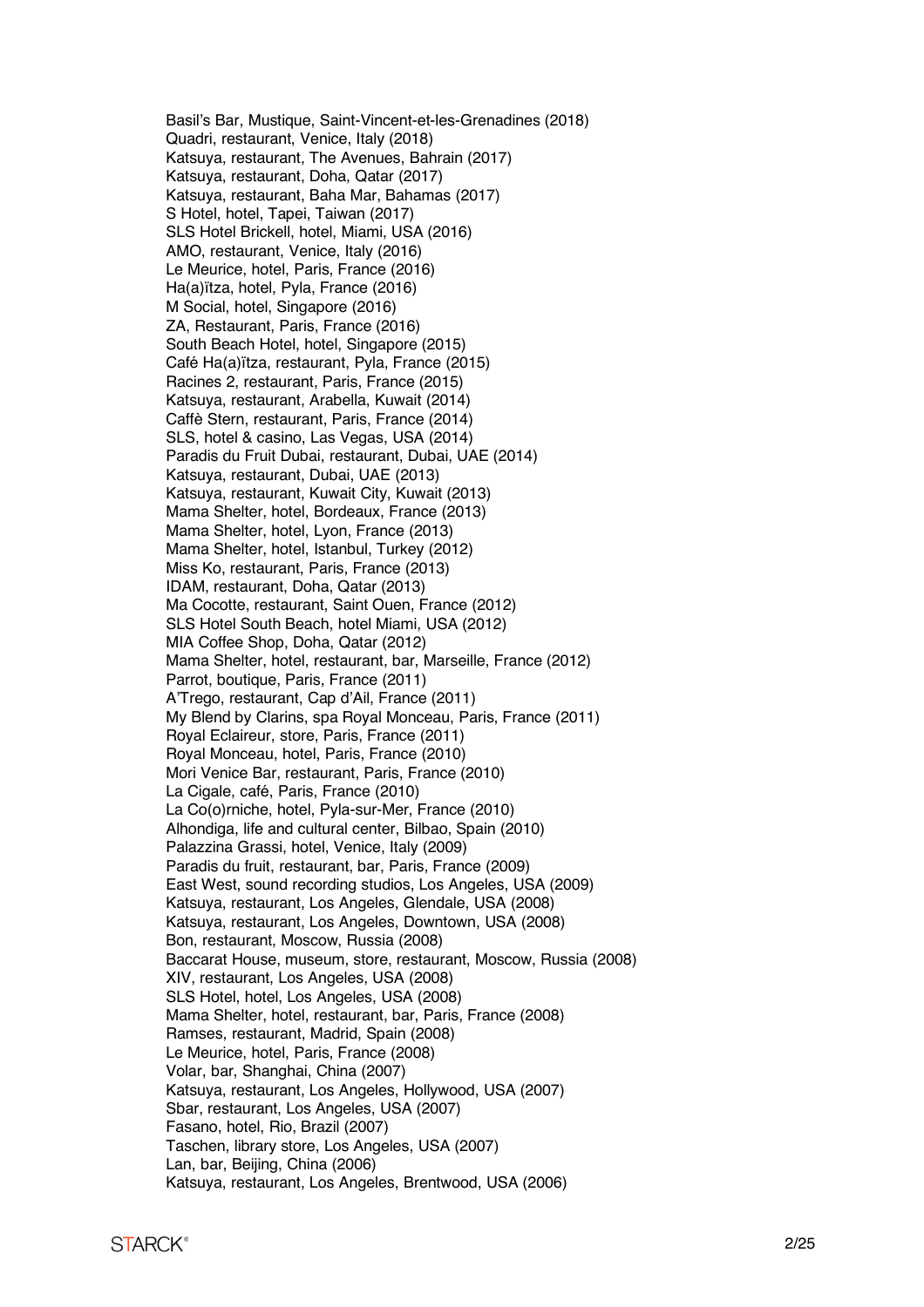Basil's Bar, Mustique, Saint-Vincent-et-les-Grenadines (2018)
Quadri, restaurant, Venice, Italy (2018)
Katsuya, restaurant, The Avenues, Bahrain (2017)
Katsuya, restaurant, Doha, Qatar (2017)
Katsuya, restaurant, Baha Mar, Bahamas (2017)
S Hotel, hotel, Tapei, Taiwan (2017)
SLS Hotel Brickell, hotel, Miami, USA (2016)
AMO, restaurant, Venice, Italy (2016)
Le Meurice, hotel, Paris, France (2016)
Ha(a)ïtza, hotel, Pyla, France (2016)
M Social, hotel, Singapore (2016)
ZA, Restaurant, Paris, France (2016)
South Beach Hotel, hotel, Singapore (2015)
Café Ha(a)ïtza, restaurant, Pyla, France (2015)
Racines 2, restaurant, Paris, France (2015)
Katsuya, restaurant, Arabella, Kuwait (2014)
Caffè Stern, restaurant, Paris, France (2014)
SLS, hotel & casino, Las Vegas, USA (2014)
Paradis du Fruit Dubai, restaurant, Dubai, UAE (2014)
Katsuya, restaurant, Dubai, UAE (2013)
Katsuya, restaurant, Kuwait City, Kuwait (2013)
Mama Shelter, hotel, Bordeaux, France (2013)
Mama Shelter, hotel, Lyon, France (2013)
Mama Shelter, hotel, Istanbul, Turkey (2012)
Miss Ko, restaurant, Paris, France (2013)
IDAM, restaurant, Doha, Qatar (2013)
Ma Cocotte, restaurant, Saint Ouen, France (2012)
SLS Hotel South Beach, hotel Miami, USA (2012)
MIA Coffee Shop, Doha, Qatar (2012)
Mama Shelter, hotel, restaurant, bar, Marseille, France (2012)
Parrot, boutique, Paris, France (2011)
A'Trego, restaurant, Cap d'Ail, France (2011)
My Blend by Clarins, spa Royal Monceau, Paris, France (2011)
Royal Eclaireur, store, Paris, France (2011)
Royal Monceau, hotel, Paris, France (2010)
Mori Venice Bar, restaurant, Paris, France (2010)
La Cigale, café, Paris, France (2010)
La Co(o)rniche, hotel, Pyla-sur-Mer, France (2010)
Alhondiga, life and cultural center, Bilbao, Spain (2010)
Palazzina Grassi, hotel, Venice, Italy (2009)
Paradis du fruit, restaurant, bar, Paris, France (2009)
East West, sound recording studios, Los Angeles, USA (2009)
Katsuya, restaurant, Los Angeles, Glendale, USA (2008)
Katsuya, restaurant, Los Angeles, Downtown, USA (2008)
Bon, restaurant, Moscow, Russia (2008)
Baccarat House, museum, store, restaurant, Moscow, Russia (2008)
XIV, restaurant, Los Angeles, USA (2008)
SLS Hotel, hotel, Los Angeles, USA (2008)
Mama Shelter, hotel, restaurant, bar, Paris, France (2008)
Ramses, restaurant, Madrid, Spain (2008)
Le Meurice, hotel, Paris, France (2008)
Volar, bar, Shanghai, China (2007)
Katsuya, restaurant, Los Angeles, Hollywood, USA (2007)
Sbar, restaurant, Los Angeles, USA (2007)
Fasano, hotel, Rio, Brazil (2007)
Taschen, library store, Los Angeles, USA (2007)
Lan, bar, Beijing, China (2006)
Katsuya, restaurant, Los Angeles, Brentwood, USA (2006)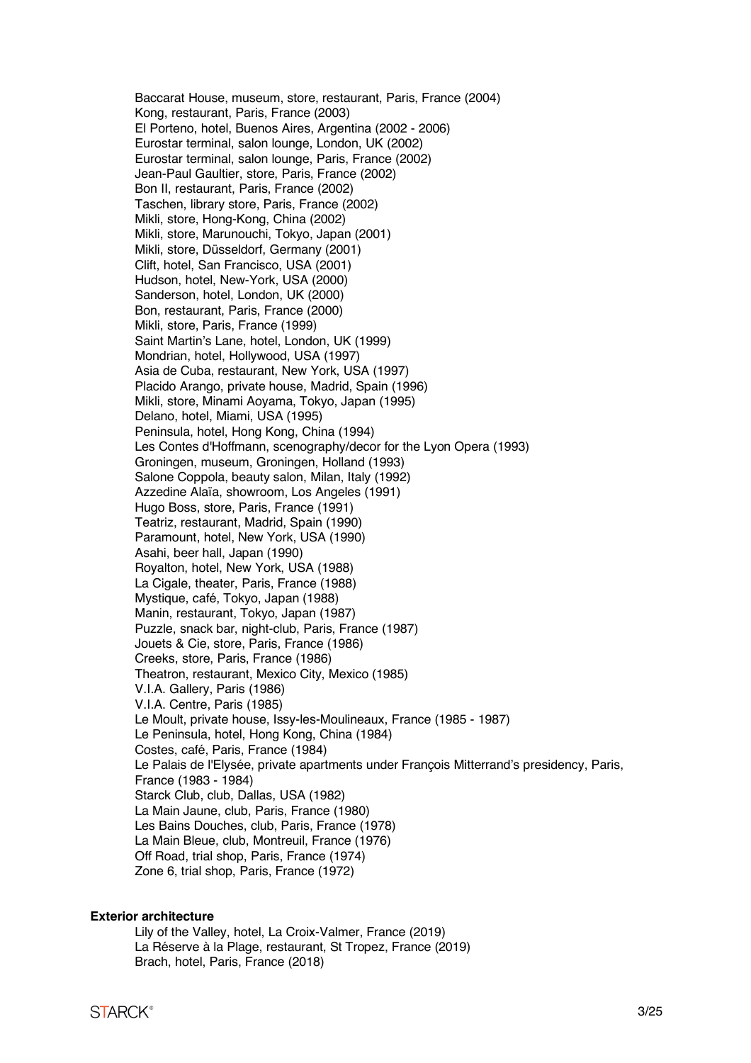Baccarat House, museum, store, restaurant, Paris, France (2004)
Kong, restaurant, Paris, France (2003)
El Porteno, hotel, Buenos Aires, Argentina (2002 - 2006)
Eurostar terminal, salon lounge, London, UK (2002)
Eurostar terminal, salon lounge, Paris, France (2002)
Jean-Paul Gaultier, store, Paris, France (2002)
Bon II, restaurant, Paris, France (2002)
Taschen, library store, Paris, France (2002)
Mikli, store, Hong-Kong, China (2002)
Mikli, store, Marunouchi, Tokyo, Japan (2001)
Mikli, store, Düsseldorf, Germany (2001)
Clift, hotel, San Francisco, USA (2001)
Hudson, hotel, New-York, USA (2000)
Sanderson, hotel, London, UK (2000)
Bon, restaurant, Paris, France (2000)
Mikli, store, Paris, France (1999)
Saint Martin's Lane, hotel, London, UK (1999)
Mondrian, hotel, Hollywood, USA (1997)
Asia de Cuba, restaurant, New York, USA (1997)
Placido Arango, private house, Madrid, Spain (1996)
Mikli, store, Minami Aoyama, Tokyo, Japan (1995)
Delano, hotel, Miami, USA (1995)
Peninsula, hotel, Hong Kong, China (1994)
Les Contes d'Hoffmann, scenography/decor for the Lyon Opera (1993)
Groningen, museum, Groningen, Holland (1993)
Salone Coppola, beauty salon, Milan, Italy (1992)
Azzedine Alaïa, showroom, Los Angeles (1991)
Hugo Boss, store, Paris, France (1991)
Teatriz, restaurant, Madrid, Spain (1990)
Paramount, hotel, New York, USA (1990)
Asahi, beer hall, Japan (1990)
Royalton, hotel, New York, USA (1988)
La Cigale, theater, Paris, France (1988)
Mystique, café, Tokyo, Japan (1988)
Manin, restaurant, Tokyo, Japan (1987)
Puzzle, snack bar, night-club, Paris, France (1987)
Jouets & Cie, store, Paris, France (1986)
Creeks, store, Paris, France (1986)
Theatron, restaurant, Mexico City, Mexico (1985)
V.I.A. Gallery, Paris (1986)
V.I.A. Centre, Paris (1985)
Le Moult, private house, Issy-les-Moulineaux, France (1985 - 1987)
Le Peninsula, hotel, Hong Kong, China (1984)
Costes, café, Paris, France (1984)
Le Palais de l'Elysée, private apartments under François Mitterrand's presidency, Paris, France (1983 - 1984)
Starck Club, club, Dallas, USA (1982)
La Main Jaune, club, Paris, France (1980)
Les Bains Douches, club, Paris, France (1978)
La Main Bleue, club, Montreuil, France (1976)
Off Road, trial shop, Paris, France (1974)
Zone 6, trial shop, Paris, France (1972)

**Exterior architecture**

Lily of the Valley, hotel, La Croix-Valmer, France (2019)
La Réserve à la Plage, restaurant, St Tropez, France (2019)
Brach, hotel, Paris, France (2018)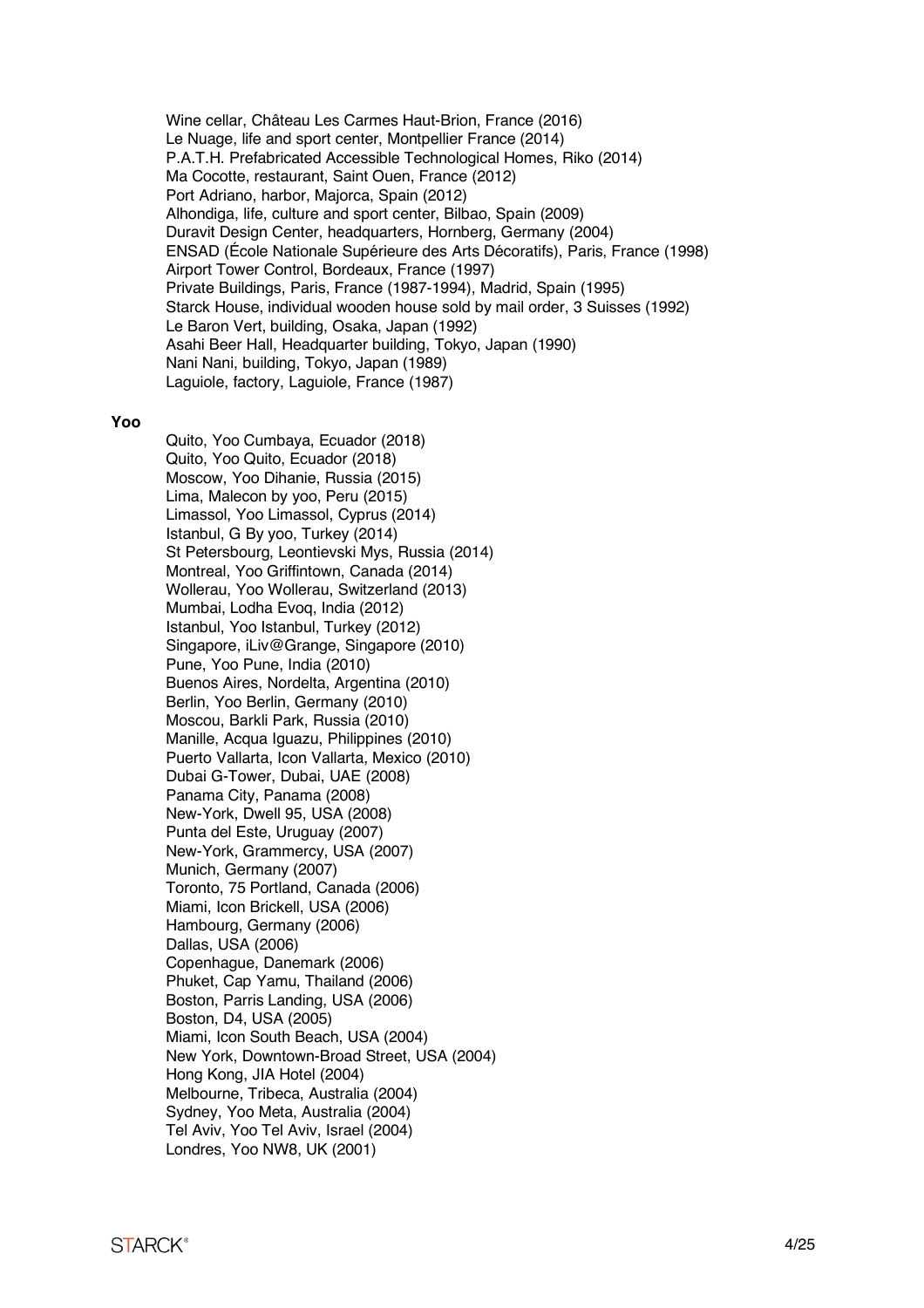Wine cellar, Château Les Carmes Haut-Brion, France (2016)
Le Nuage, life and sport center, Montpellier France (2014)
P.A.T.H. Prefabricated Accessible Technological Homes, Riko (2014)
Ma Cocotte, restaurant, Saint Ouen, France (2012)
Port Adriano, harbor, Majorca, Spain (2012)
Alhondiga, life, culture and sport center, Bilbao, Spain (2009)
Duravit Design Center, headquarters, Hornberg, Germany (2004)
ENSAD (École Nationale Supérieure des Arts Décoratifs), Paris, France (1998)
Airport Tower Control, Bordeaux, France (1997)
Private Buildings, Paris, France (1987-1994), Madrid, Spain (1995)
Starck House, individual wooden house sold by mail order, 3 Suisses (1992)
Le Baron Vert, building, Osaka, Japan (1992)
Asahi Beer Hall, Headquarter building, Tokyo, Japan (1990)
Nani Nani, building, Tokyo, Japan (1989)
Laguiole, factory, Laguiole, France (1987)

**Yoo**

Quito, Yoo Cumbaya, Ecuador (2018)
Quito, Yoo Quito, Ecuador (2018)
Moscow, Yoo Dihanie, Russia (2015)
Lima, Malecon by yoo, Peru (2015)
Limassol, Yoo Limassol, Cyprus (2014)
Istanbul, G By yoo, Turkey (2014)
St Petersbourg, Leontievski Mys, Russia (2014)
Montreal, Yoo Griffintown, Canada (2014)
Wollerau, Yoo Wollerau, Switzerland (2013)
Mumbai, Lodha Evoq, India (2012)
Istanbul, Yoo Istanbul, Turkey (2012)
Singapore, iLiv@Grange, Singapore (2010)
Pune, Yoo Pune, India (2010)
Buenos Aires, Nordelta, Argentina (2010)
Berlin, Yoo Berlin, Germany (2010)
Moscou, Barkli Park, Russia (2010)
Manille, Acqua Iguazu, Philippines (2010)
Puerto Vallarta, Icon Vallarta, Mexico (2010)
Dubai G-Tower, Dubai, UAE (2008)
Panama City, Panama (2008)
New-York, Dwell 95, USA (2008)
Punta del Este, Uruguay (2007)
New-York, Grammercy, USA (2007)
Munich, Germany (2007)
Toronto, 75 Portland, Canada (2006)
Miami, Icon Brickell, USA (2006)
Hambourg, Germany (2006)
Dallas, USA (2006)
Copenhague, Danemark (2006)
Phuket, Cap Yamu, Thailand (2006)
Boston, Parris Landing, USA (2006)
Boston, D4, USA (2005)
Miami, Icon South Beach, USA (2004)
New York, Downtown-Broad Street, USA (2004)
Hong Kong, JIA Hotel (2004)
Melbourne, Tribeca, Australia (2004)
Sydney, Yoo Meta, Australia (2004)
Tel Aviv, Yoo Tel Aviv, Israel (2004)
Londres, Yoo NW8, UK (2001)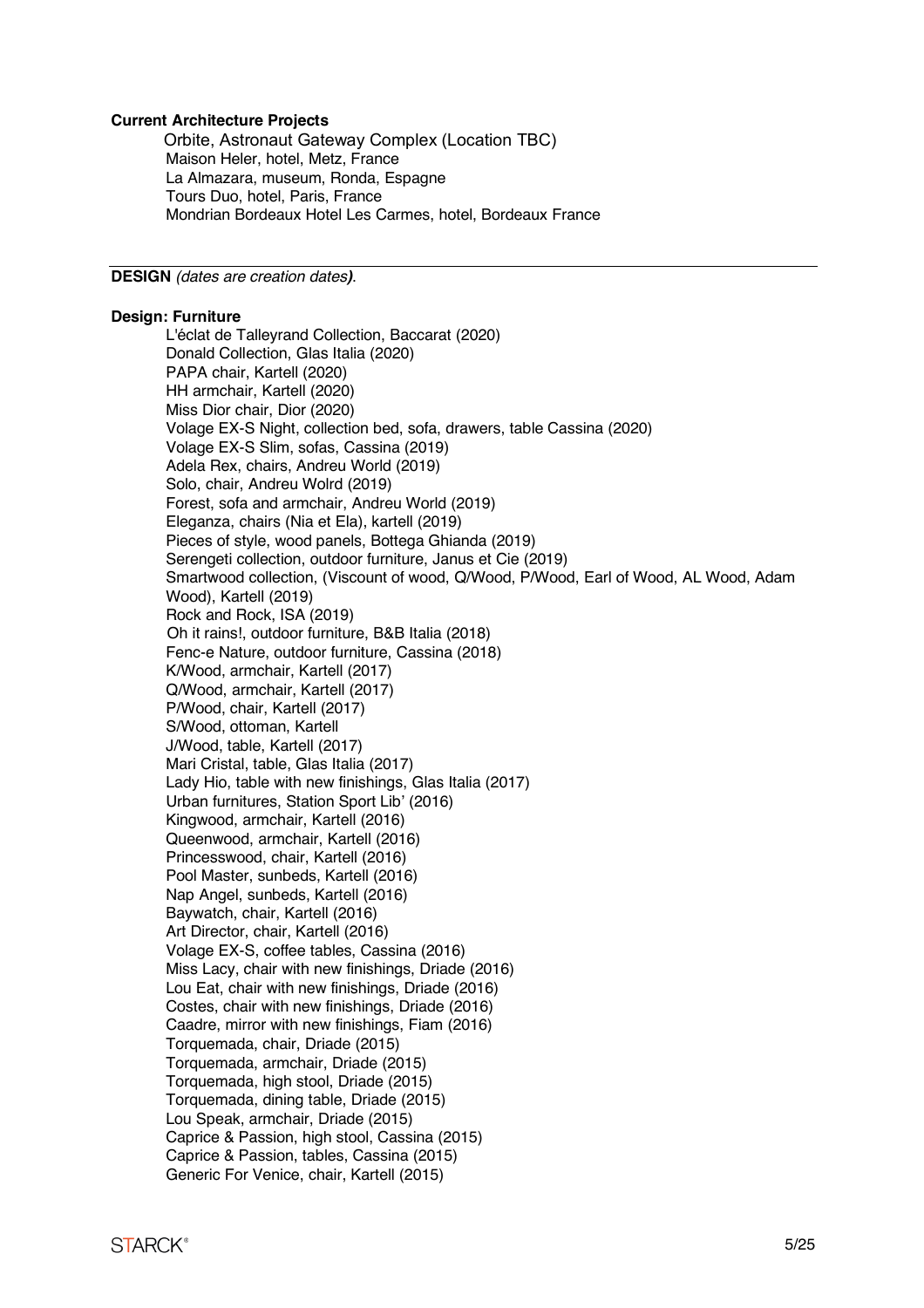**Current Architecture Projects**

Orbite, Astronaut Gateway Complex (Location TBC)
Maison Heler, hotel, Metz, France
La Almazara, museum, Ronda, Espagne
Tours Duo, hotel, Paris, France
Mondrian Bordeaux Hotel Les Carmes, hotel, Bordeaux France

---

**DESIGN** *(dates are creation dates)*.

**Design: Furniture**

L'éclat de Talleyrand Collection, Baccarat (2020)
Donald Collection, Glas Italia (2020)
PAPA chair, Kartell (2020)
HH armchair, Kartell (2020)
Miss Dior chair, Dior (2020)
Volage EX-S Night, collection bed, sofa, drawers, table Cassina (2020)
Volage EX-S Slim, sofas, Cassina (2019)
Adela Rex, chairs, Andreu World (2019)
Solo, chair, Andreu Wolrd (2019)
Forest, sofa and armchair, Andreu World (2019)
Eleganza, chairs (Nia et Ela), kartell (2019)
Pieces of style, wood panels, Bottega Ghianda (2019)
Serengeti collection, outdoor furniture, Janus et Cie (2019)
Smartwood collection, (Viscount of wood, Q/Wood, P/Wood, Earl of Wood, AL Wood, Adam Wood), Kartell (2019)
Rock and Rock, ISA (2019)
Oh it rains!, outdoor furniture, B&B Italia (2018)
Fenc-e Nature, outdoor furniture, Cassina (2018)
K/Wood, armchair, Kartell (2017)
Q/Wood, armchair, Kartell (2017)
P/Wood, chair, Kartell (2017)
S/Wood, ottoman, Kartell
J/Wood, table, Kartell (2017)
Mari Cristal, table, Glas Italia (2017)
Lady Hio, table with new finishings, Glas Italia (2017)
Urban furnitures, Station Sport Lib' (2016)
Kingwood, armchair, Kartell (2016)
Queenwood, armchair, Kartell (2016)
Princesswood, chair, Kartell (2016)
Pool Master, sunbeds, Kartell (2016)
Nap Angel, sunbeds, Kartell (2016)
Baywatch, chair, Kartell (2016)
Art Director, chair, Kartell (2016)
Volage EX-S, coffee tables, Cassina (2016)
Miss Lacy, chair with new finishings, Driade (2016)
Lou Eat, chair with new finishings, Driade (2016)
Costes, chair with new finishings, Driade (2016)
Caadre, mirror with new finishings, Fiam (2016)
Torquemada, chair, Driade (2015)
Torquemada, armchair, Driade (2015)
Torquemada, high stool, Driade (2015)
Torquemada, dining table, Driade (2015)
Lou Speak, armchair, Driade (2015)
Caprice & Passion, high stool, Cassina (2015)
Caprice & Passion, tables, Cassina (2015)
Generic For Venice, chair, Kartell (2015)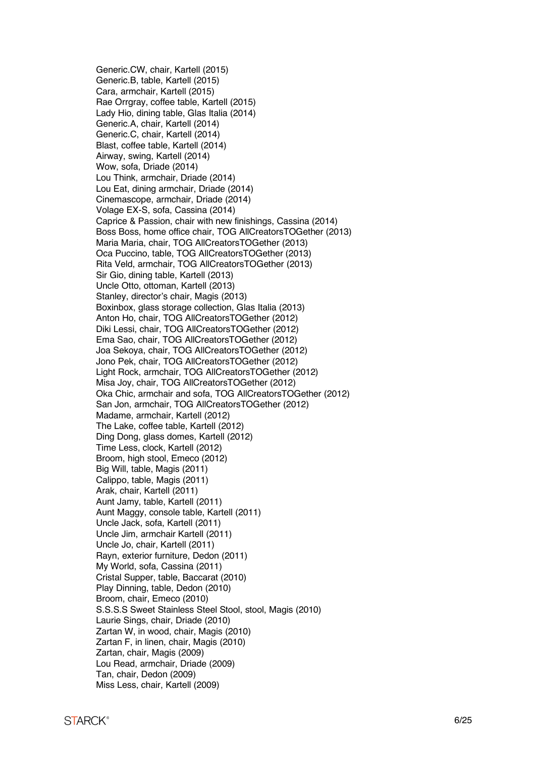Generic.CW, chair, Kartell (2015)
Generic.B, table, Kartell (2015)
Cara, armchair, Kartell (2015)
Rae Orrgray, coffee table, Kartell (2015)
Lady Hio, dining table, Glas Italia (2014)
Generic.A, chair, Kartell (2014)
Generic.C, chair, Kartell (2014)
Blast, coffee table, Kartell (2014)
Airway, swing, Kartell (2014)
Wow, sofa, Driade (2014)
Lou Think, armchair, Driade (2014)
Lou Eat, dining armchair, Driade (2014)
Cinemascope, armchair, Driade (2014)
Volage EX-S, sofa, Cassina (2014)
Caprice & Passion, chair with new finishings, Cassina (2014)
Boss Boss, home office chair, TOG AllCreatorsTOGether (2013)
Maria Maria, chair, TOG AllCreatorsTOGether (2013)
Oca Puccino, table, TOG AllCreatorsTOGether (2013)
Rita Veld, armchair, TOG AllCreatorsTOGether (2013)
Sir Gio, dining table, Kartell (2013)
Uncle Otto, ottoman, Kartell (2013)
Stanley, director's chair, Magis (2013)
Boxinbox, glass storage collection, Glas Italia (2013)
Anton Ho, chair, TOG AllCreatorsTOGether (2012)
Diki Lessi, chair, TOG AllCreatorsTOGether (2012)
Ema Sao, chair, TOG AllCreatorsTOGether (2012)
Joa Sekoya, chair, TOG AllCreatorsTOGether (2012)
Jono Pek, chair, TOG AllCreatorsTOGether (2012)
Light Rock, armchair, TOG AllCreatorsTOGether (2012)
Misa Joy, chair, TOG AllCreatorsTOGether (2012)
Oka Chic, armchair and sofa, TOG AllCreatorsTOGether (2012)
San Jon, armchair, TOG AllCreatorsTOGether (2012)
Madame, armchair, Kartell (2012)
The Lake, coffee table, Kartell (2012)
Ding Dong, glass domes, Kartell (2012)
Time Less, clock, Kartell (2012)
Broom, high stool, Emeco (2012)
Big Will, table, Magis (2011)
Calippo, table, Magis (2011)
Arak, chair, Kartell (2011)
Aunt Jamy, table, Kartell (2011)
Aunt Maggy, console table, Kartell (2011)
Uncle Jack, sofa, Kartell (2011)
Uncle Jim, armchair Kartell (2011)
Uncle Jo, chair, Kartell (2011)
Rayn, exterior furniture, Dedon (2011)
My World, sofa, Cassina (2011)
Cristal Supper, table, Baccarat (2010)
Play Dinning, table, Dedon (2010)
Broom, chair, Emeco (2010)
S.S.S.S Sweet Stainless Steel Stool, stool, Magis (2010)
Laurie Sings, chair, Driade (2010)
Zartan W, in wood, chair, Magis (2010)
Zartan F, in linen, chair, Magis (2010)
Zartan, chair, Magis (2009)
Lou Read, armchair, Driade (2009)
Tan, chair, Dedon (2009)
Miss Less, chair, Kartell (2009)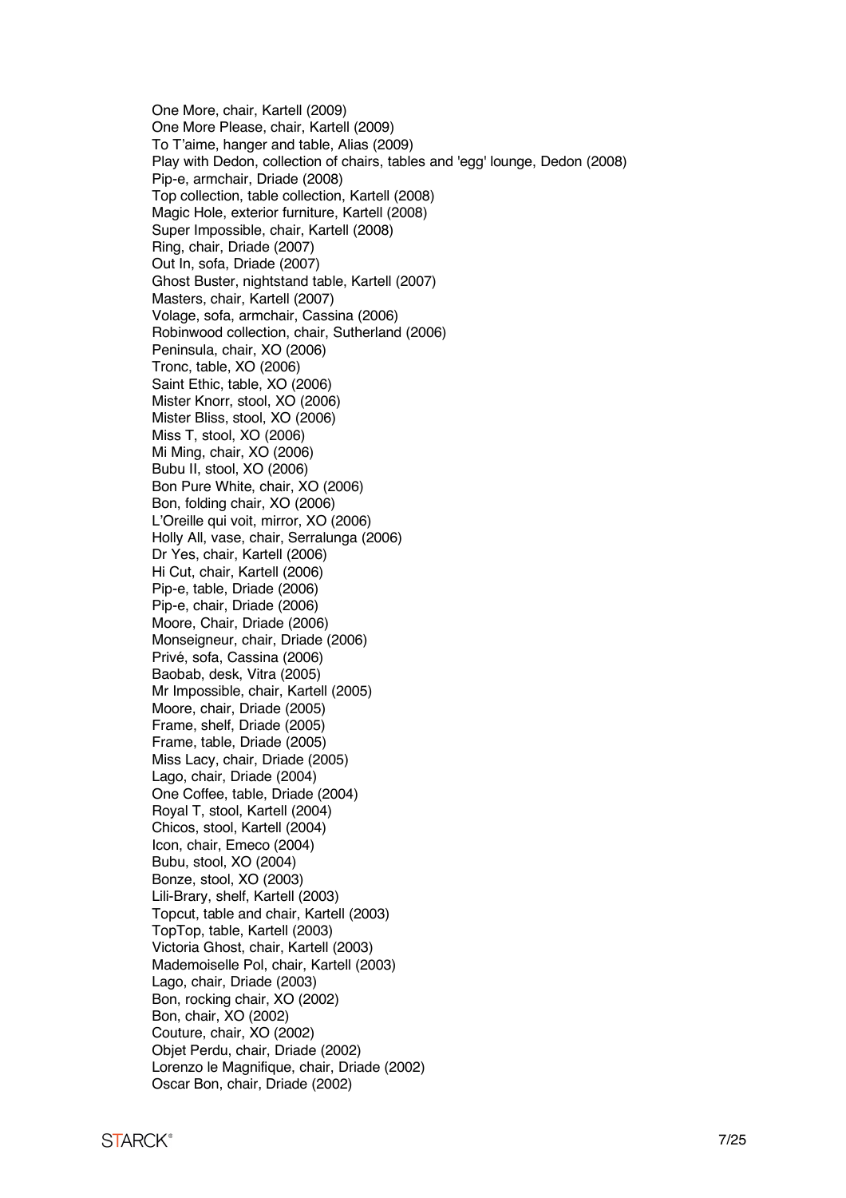One More, chair, Kartell (2009)
One More Please, chair, Kartell (2009)
To T'aime, hanger and table, Alias (2009)
Play with Dedon, collection of chairs, tables and 'egg' lounge, Dedon (2008)
Pip-e, armchair, Driade (2008)
Top collection, table collection, Kartell (2008)
Magic Hole, exterior furniture, Kartell (2008)
Super Impossible, chair, Kartell (2008)
Ring, chair, Driade (2007)
Out In, sofa, Driade (2007)
Ghost Buster, nightstand table, Kartell (2007)
Masters, chair, Kartell (2007)
Volage, sofa, armchair, Cassina (2006)
Robinwood collection, chair, Sutherland (2006)
Peninsula, chair, XO (2006)
Tronc, table, XO (2006)
Saint Ethic, table, XO (2006)
Mister Knorr, stool, XO (2006)
Mister Bliss, stool, XO (2006)
Miss T, stool, XO (2006)
Mi Ming, chair, XO (2006)
Bubu II, stool, XO (2006)
Bon Pure White, chair, XO (2006)
Bon, folding chair, XO (2006)
L'Oreille qui voit, mirror, XO (2006)
Holly All, vase, chair, Serralunga (2006)
Dr Yes, chair, Kartell (2006)
Hi Cut, chair, Kartell (2006)
Pip-e, table, Driade (2006)
Pip-e, chair, Driade (2006)
Moore, Chair, Driade (2006)
Monseigneur, chair, Driade (2006)
Privé, sofa, Cassina (2006)
Baobab, desk, Vitra (2005)
Mr Impossible, chair, Kartell (2005)
Moore, chair, Driade (2005)
Frame, shelf, Driade (2005)
Frame, table, Driade (2005)
Miss Lacy, chair, Driade (2005)
Lago, chair, Driade (2004)
One Coffee, table, Driade (2004)
Royal T, stool, Kartell (2004)
Chicos, stool, Kartell (2004)
Icon, chair, Emeco (2004)
Bubu, stool, XO (2004)
Bonze, stool, XO (2003)
Lili-Brary, shelf, Kartell (2003)
Topcut, table and chair, Kartell (2003)
TopTop, table, Kartell (2003)
Victoria Ghost, chair, Kartell (2003)
Mademoiselle Pol, chair, Kartell (2003)
Lago, chair, Driade (2003)
Bon, rocking chair, XO (2002)
Bon, chair, XO (2002)
Couture, chair, XO (2002)
Objet Perdu, chair, Driade (2002)
Lorenzo le Magnifique, chair, Driade (2002)
Oscar Bon, chair, Driade (2002)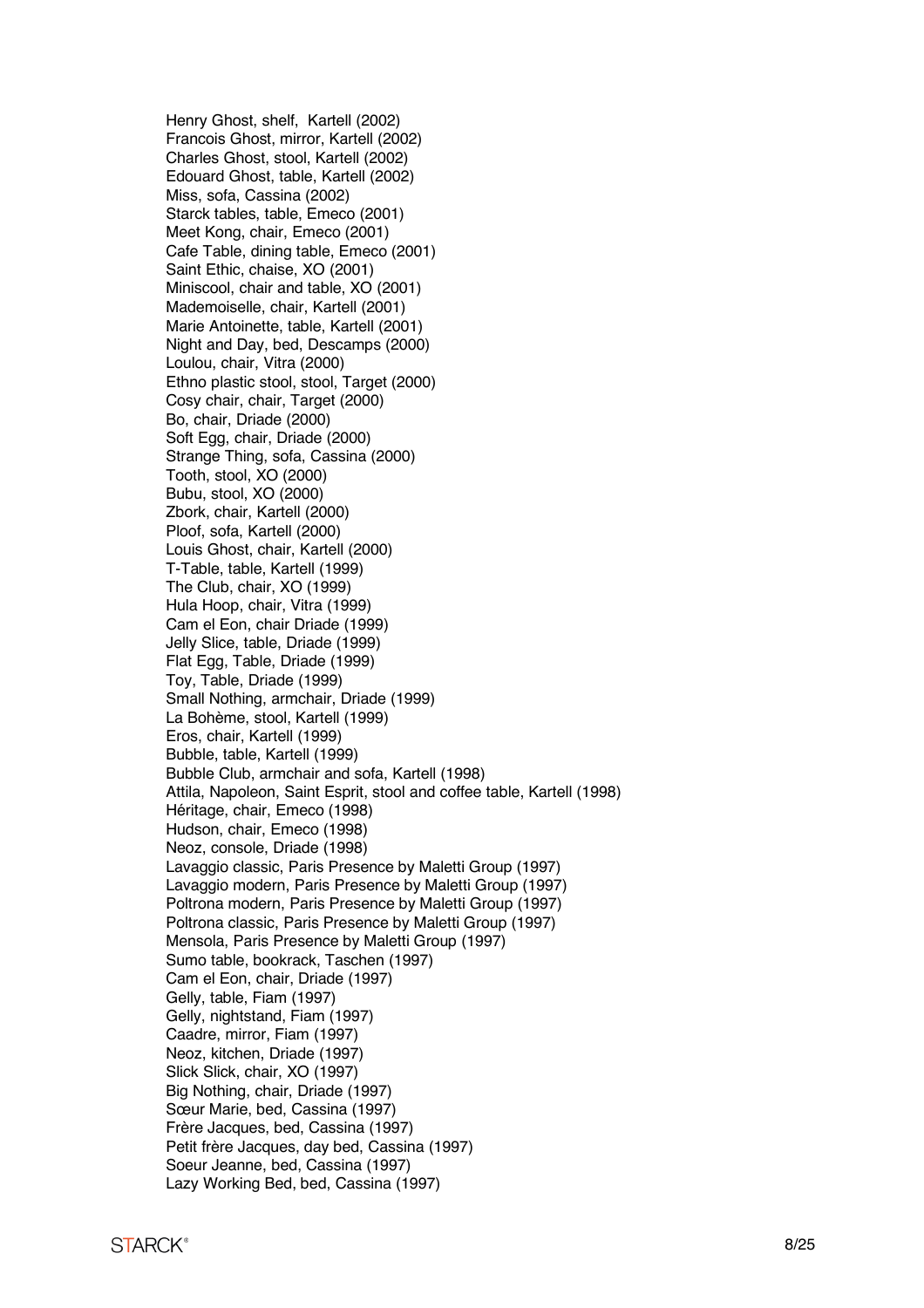Henry Ghost, shelf,  Kartell (2002)
Francois Ghost, mirror, Kartell (2002)
Charles Ghost, stool, Kartell (2002)
Edouard Ghost, table, Kartell (2002)
Miss, sofa, Cassina (2002)
Starck tables, table, Emeco (2001)
Meet Kong, chair, Emeco (2001)
Cafe Table, dining table, Emeco (2001)
Saint Ethic, chaise, XO (2001)
Miniscool, chair and table, XO (2001)
Mademoiselle, chair, Kartell (2001)
Marie Antoinette, table, Kartell (2001)
Night and Day, bed, Descamps (2000)
Loulou, chair, Vitra (2000)
Ethno plastic stool, stool, Target (2000)
Cosy chair, chair, Target (2000)
Bo, chair, Driade (2000)
Soft Egg, chair, Driade (2000)
Strange Thing, sofa, Cassina (2000)
Tooth, stool, XO (2000)
Bubu, stool, XO (2000)
Zbork, chair, Kartell (2000)
Ploof, sofa, Kartell (2000)
Louis Ghost, chair, Kartell (2000)
T-Table, table, Kartell (1999)
The Club, chair, XO (1999)
Hula Hoop, chair, Vitra (1999)
Cam el Eon, chair Driade (1999)
Jelly Slice, table, Driade (1999)
Flat Egg, Table, Driade (1999)
Toy, Table, Driade (1999)
Small Nothing, armchair, Driade (1999)
La Bohème, stool, Kartell (1999)
Eros, chair, Kartell (1999)
Bubble, table, Kartell (1999)
Bubble Club, armchair and sofa, Kartell (1998)
Attila, Napoleon, Saint Esprit, stool and coffee table, Kartell (1998)
Héritage, chair, Emeco (1998)
Hudson, chair, Emeco (1998)
Neoz, console, Driade (1998)
Lavaggio classic, Paris Presence by Maletti Group (1997)
Lavaggio modern, Paris Presence by Maletti Group (1997)
Poltrona modern, Paris Presence by Maletti Group (1997)
Poltrona classic, Paris Presence by Maletti Group (1997)
Mensola, Paris Presence by Maletti Group (1997)
Sumo table, bookrack, Taschen (1997)
Cam el Eon, chair, Driade (1997)
Gelly, table, Fiam (1997)
Gelly, nightstand, Fiam (1997)
Caadre, mirror, Fiam (1997)
Neoz, kitchen, Driade (1997)
Slick Slick, chair, XO (1997)
Big Nothing, chair, Driade (1997)
Sœur Marie, bed, Cassina (1997)
Frère Jacques, bed, Cassina (1997)
Petit frère Jacques, day bed, Cassina (1997)
Soeur Jeanne, bed, Cassina (1997)
Lazy Working Bed, bed, Cassina (1997)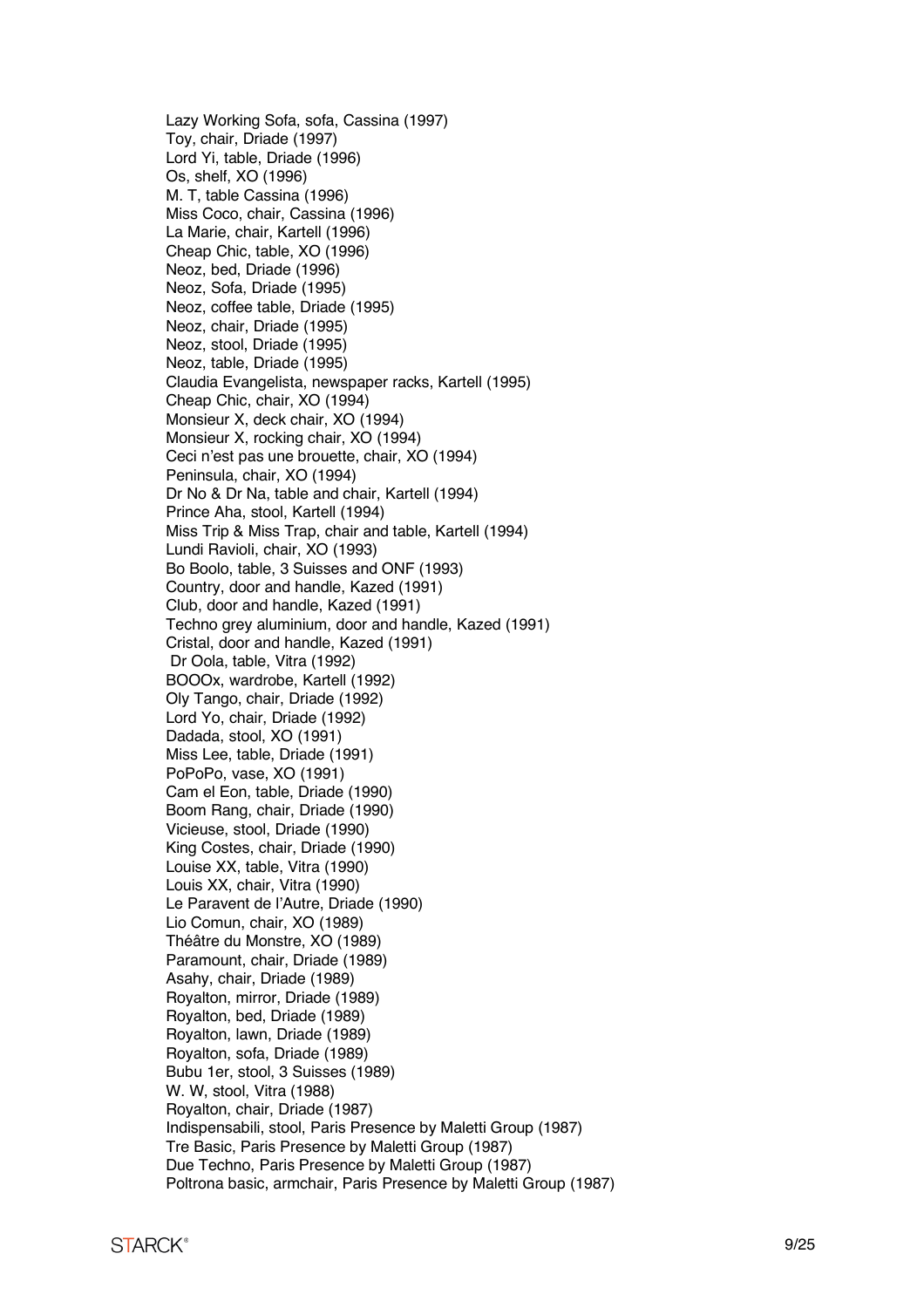Lazy Working Sofa, sofa, Cassina (1997)
Toy, chair, Driade (1997)
Lord Yi, table, Driade (1996)
Os, shelf, XO (1996)
M. T, table Cassina (1996)
Miss Coco, chair, Cassina (1996)
La Marie, chair, Kartell (1996)
Cheap Chic, table, XO (1996)
Neoz, bed, Driade (1996)
Neoz, Sofa, Driade (1995)
Neoz, coffee table, Driade (1995)
Neoz, chair, Driade (1995)
Neoz, stool, Driade (1995)
Neoz, table, Driade (1995)
Claudia Evangelista, newspaper racks, Kartell (1995)
Cheap Chic, chair, XO (1994)
Monsieur X, deck chair, XO (1994)
Monsieur X, rocking chair, XO (1994)
Ceci n'est pas une brouette, chair, XO (1994)
Peninsula, chair, XO (1994)
Dr No & Dr Na, table and chair, Kartell (1994)
Prince Aha, stool, Kartell (1994)
Miss Trip & Miss Trap, chair and table, Kartell (1994)
Lundi Ravioli, chair, XO (1993)
Bo Boolo, table, 3 Suisses and ONF (1993)
Country, door and handle, Kazed (1991)
Club, door and handle, Kazed (1991)
Techno grey aluminium, door and handle, Kazed (1991)
Cristal, door and handle, Kazed (1991)
Dr Oola, table, Vitra (1992)
BOOOx, wardrobe, Kartell (1992)
Oly Tango, chair, Driade (1992)
Lord Yo, chair, Driade (1992)
Dadada, stool, XO (1991)
Miss Lee, table, Driade (1991)
PoPoPo, vase, XO (1991)
Cam el Eon, table, Driade (1990)
Boom Rang, chair, Driade (1990)
Vicieuse, stool, Driade (1990)
King Costes, chair, Driade (1990)
Louise XX, table, Vitra (1990)
Louis XX, chair, Vitra (1990)
Le Paravent de l'Autre, Driade (1990)
Lio Comun, chair, XO (1989)
Théâtre du Monstre, XO (1989)
Paramount, chair, Driade (1989)
Asahy, chair, Driade (1989)
Royalton, mirror, Driade (1989)
Royalton, bed, Driade (1989)
Royalton, lawn, Driade (1989)
Royalton, sofa, Driade (1989)
Bubu 1er, stool, 3 Suisses (1989)
W. W, stool, Vitra (1988)
Royalton, chair, Driade (1987)
Indispensabili, stool, Paris Presence by Maletti Group (1987)
Tre Basic, Paris Presence by Maletti Group (1987)
Due Techno, Paris Presence by Maletti Group (1987)
Poltrona basic, armchair, Paris Presence by Maletti Group (1987)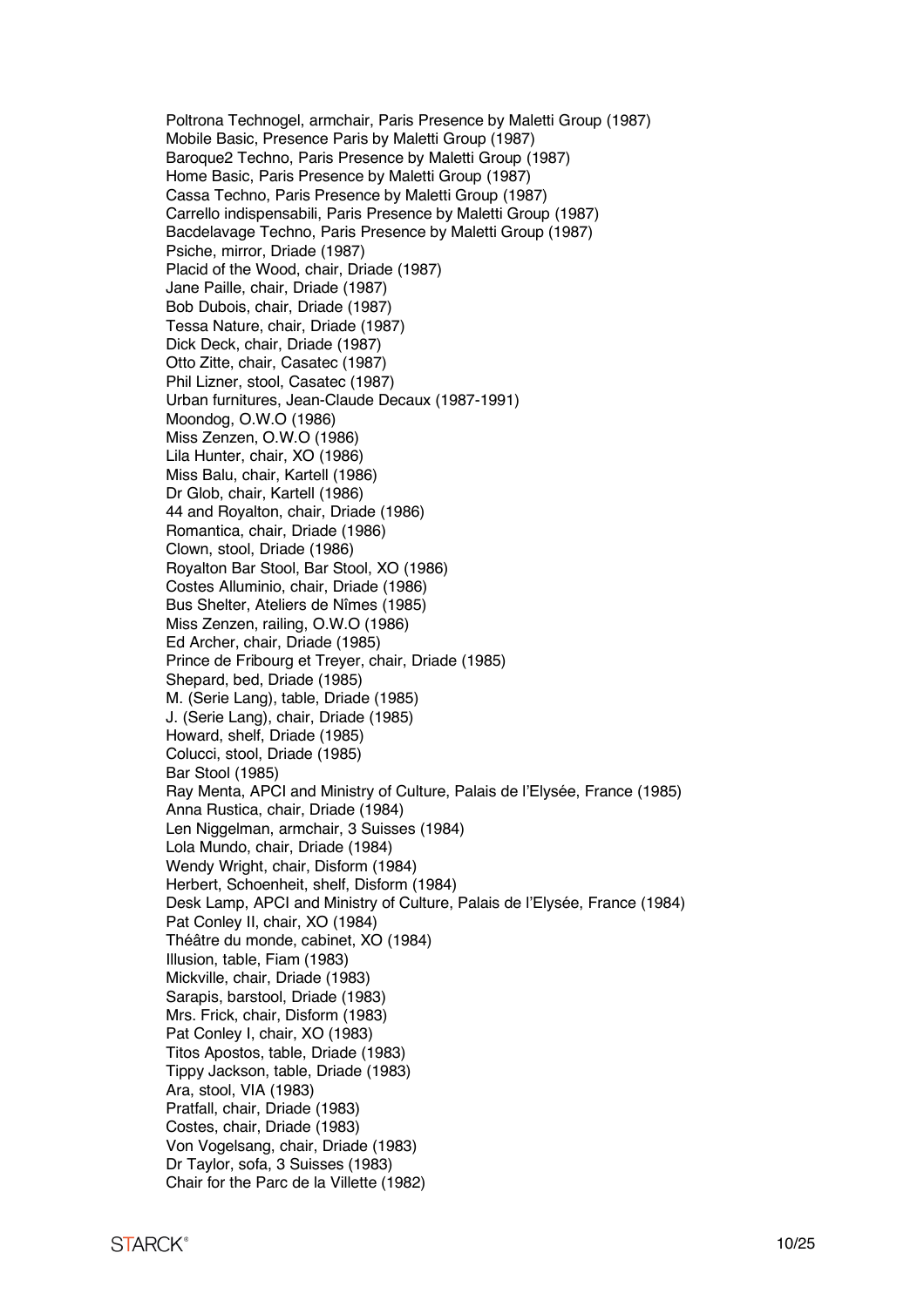Poltrona Technogel, armchair, Paris Presence by Maletti Group (1987)
Mobile Basic, Presence Paris by Maletti Group (1987)
Baroque2 Techno, Paris Presence by Maletti Group (1987)
Home Basic, Paris Presence by Maletti Group (1987)
Cassa Techno, Paris Presence by Maletti Group (1987)
Carrello indispensabili, Paris Presence by Maletti Group (1987)
Bacdelavage Techno, Paris Presence by Maletti Group (1987)
Psiche, mirror, Driade (1987)
Placid of the Wood, chair, Driade (1987)
Jane Paille, chair, Driade (1987)
Bob Dubois, chair, Driade (1987)
Tessa Nature, chair, Driade (1987)
Dick Deck, chair, Driade (1987)
Otto Zitte, chair, Casatec (1987)
Phil Lizner, stool, Casatec (1987)
Urban furnitures, Jean-Claude Decaux (1987-1991)
Moondog, O.W.O (1986)
Miss Zenzen, O.W.O (1986)
Lila Hunter, chair, XO (1986)
Miss Balu, chair, Kartell (1986)
Dr Glob, chair, Kartell (1986)
44 and Royalton, chair, Driade (1986)
Romantica, chair, Driade (1986)
Clown, stool, Driade (1986)
Royalton Bar Stool, Bar Stool, XO (1986)
Costes Alluminio, chair, Driade (1986)
Bus Shelter, Ateliers de Nîmes (1985)
Miss Zenzen, railing, O.W.O (1986)
Ed Archer, chair, Driade (1985)
Prince de Fribourg et Treyer, chair, Driade (1985)
Shepard, bed, Driade (1985)
M. (Serie Lang), table, Driade (1985)
J. (Serie Lang), chair, Driade (1985)
Howard, shelf, Driade (1985)
Colucci, stool, Driade (1985)
Bar Stool (1985)
Ray Menta, APCI and Ministry of Culture, Palais de l'Elysée, France (1985)
Anna Rustica, chair, Driade (1984)
Len Niggelman, armchair, 3 Suisses (1984)
Lola Mundo, chair, Driade (1984)
Wendy Wright, chair, Disform (1984)
Herbert, Schoenheit, shelf, Disform (1984)
Desk Lamp, APCI and Ministry of Culture, Palais de l'Elysée, France (1984)
Pat Conley II, chair, XO (1984)
Théâtre du monde, cabinet, XO (1984)
Illusion, table, Fiam (1983)
Mickville, chair, Driade (1983)
Sarapis, barstool, Driade (1983)
Mrs. Frick, chair, Disform (1983)
Pat Conley I, chair, XO (1983)
Titos Apostos, table, Driade (1983)
Tippy Jackson, table, Driade (1983)
Ara, stool, VIA (1983)
Pratfall, chair, Driade (1983)
Costes, chair, Driade (1983)
Von Vogelsang, chair, Driade (1983)
Dr Taylor, sofa, 3 Suisses (1983)
Chair for the Parc de la Villette (1982)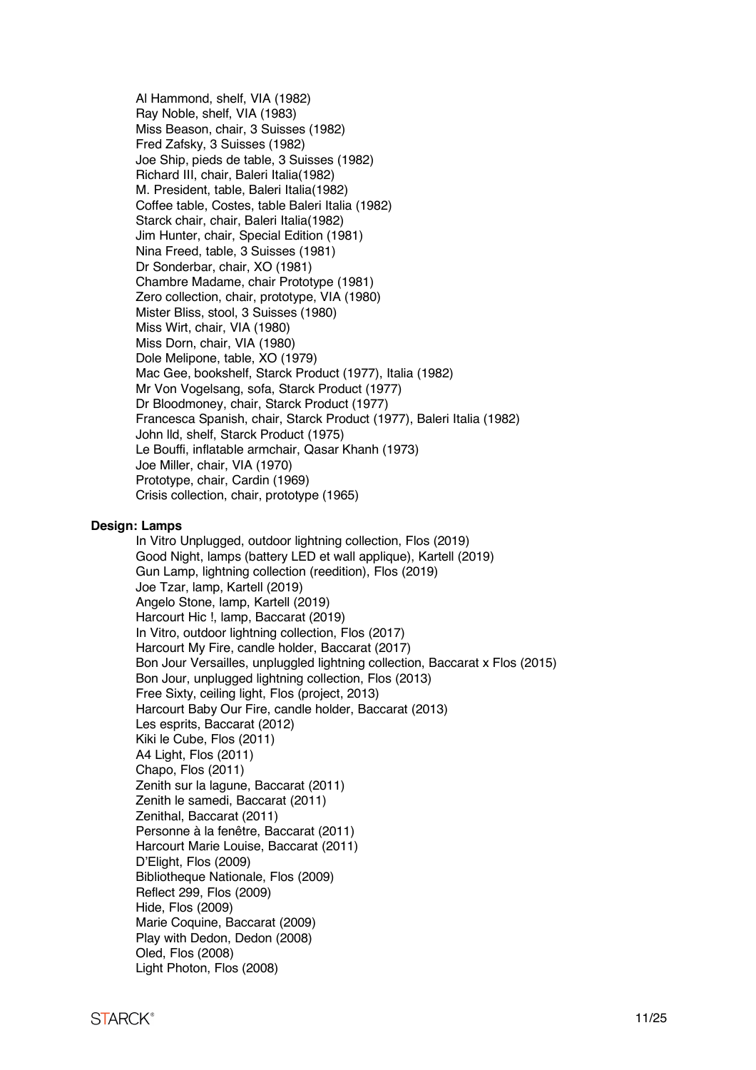Al Hammond, shelf, VIA (1982)
Ray Noble, shelf, VIA (1983)
Miss Beason, chair, 3 Suisses (1982)
Fred Zafsky, 3 Suisses (1982)
Joe Ship, pieds de table, 3 Suisses (1982)
Richard III, chair, Baleri Italia(1982)
M. President, table, Baleri Italia(1982)
Coffee table, Costes, table Baleri Italia (1982)
Starck chair, chair, Baleri Italia(1982)
Jim Hunter, chair, Special Edition (1981)
Nina Freed, table, 3 Suisses (1981)
Dr Sonderbar, chair, XO (1981)
Chambre Madame, chair Prototype (1981)
Zero collection, chair, prototype, VIA (1980)
Mister Bliss, stool, 3 Suisses (1980)
Miss Wirt, chair, VIA (1980)
Miss Dorn, chair, VIA (1980)
Dole Melipone, table, XO (1979)
Mac Gee, bookshelf, Starck Product (1977), Italia (1982)
Mr Von Vogelsang, sofa, Starck Product (1977)
Dr Bloodmoney, chair, Starck Product (1977)
Francesca Spanish, chair, Starck Product (1977), Baleri Italia (1982)
John lld, shelf, Starck Product (1975)
Le Bouffi, inflatable armchair, Qasar Khanh (1973)
Joe Miller, chair, VIA (1970)
Prototype, chair, Cardin (1969)
Crisis collection, chair, prototype (1965)

**Design: Lamps**

In Vitro Unplugged, outdoor lightning collection, Flos (2019)
Good Night, lamps (battery LED et wall applique), Kartell (2019)
Gun Lamp, lightning collection (reedition), Flos (2019)
Joe Tzar, lamp, Kartell (2019)
Angelo Stone, lamp, Kartell (2019)
Harcourt Hic !, lamp, Baccarat (2019)
In Vitro, outdoor lightning collection, Flos (2017)
Harcourt My Fire, candle holder, Baccarat (2017)
Bon Jour Versailles, unpluggled lightning collection, Baccarat x Flos (2015)
Bon Jour, unplugged lightning collection, Flos (2013)
Free Sixty, ceiling light, Flos (project, 2013)
Harcourt Baby Our Fire, candle holder, Baccarat (2013)
Les esprits, Baccarat (2012)
Kiki le Cube, Flos (2011)
A4 Light, Flos (2011)
Chapo, Flos (2011)
Zenith sur la lagune, Baccarat (2011)
Zenith le samedi, Baccarat (2011)
Zenithal, Baccarat (2011)
Personne à la fenêtre, Baccarat (2011)
Harcourt Marie Louise, Baccarat (2011)
D'Elight, Flos (2009)
Bibliotheque Nationale, Flos (2009)
Reflect 299, Flos (2009)
Hide, Flos (2009)
Marie Coquine, Baccarat (2009)
Play with Dedon, Dedon (2008)
Oled, Flos (2008)
Light Photon, Flos (2008)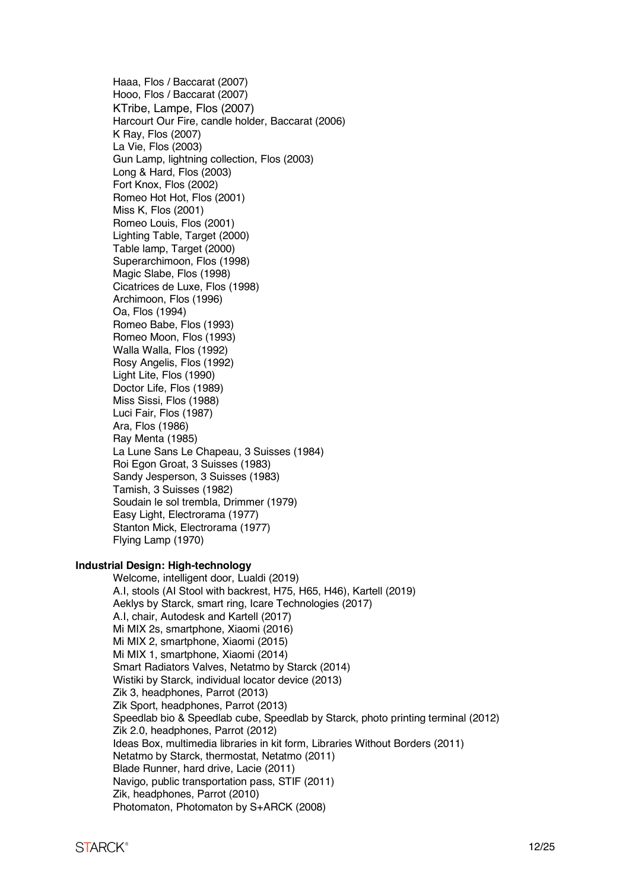Haaa, Flos / Baccarat (2007)
Hooo, Flos / Baccarat (2007)
KTribe, Lampe, Flos (2007)
Harcourt Our Fire, candle holder, Baccarat (2006)
K Ray, Flos (2007)
La Vie, Flos (2003)
Gun Lamp, lightning collection, Flos (2003)
Long & Hard, Flos (2003)
Fort Knox, Flos (2002)
Romeo Hot Hot, Flos (2001)
Miss K, Flos (2001)
Romeo Louis, Flos (2001)
Lighting Table, Target (2000)
Table lamp, Target (2000)
Superarchimoon, Flos (1998)
Magic Slabe, Flos (1998)
Cicatrices de Luxe, Flos (1998)
Archimoon, Flos (1996)
Oa, Flos (1994)
Romeo Babe, Flos (1993)
Romeo Moon, Flos (1993)
Walla Walla, Flos (1992)
Rosy Angelis, Flos (1992)
Light Lite, Flos (1990)
Doctor Life, Flos (1989)
Miss Sissi, Flos (1988)
Luci Fair, Flos (1987)
Ara, Flos (1986)
Ray Menta (1985)
La Lune Sans Le Chapeau, 3 Suisses (1984)
Roi Egon Groat, 3 Suisses (1983)
Sandy Jesperson, 3 Suisses (1983)
Tamish, 3 Suisses (1982)
Soudain le sol trembla, Drimmer (1979)
Easy Light, Electrorama (1977)
Stanton Mick, Electrorama (1977)
Flying Lamp (1970)

**Industrial Design: High-technology**

Welcome, intelligent door, Lualdi (2019)
A.I, stools (AI Stool with backrest, H75, H65, H46), Kartell (2019)
Aeklys by Starck, smart ring, Icare Technologies (2017)
A.I, chair, Autodesk and Kartell (2017)
Mi MIX 2s, smartphone, Xiaomi (2016)
Mi MIX 2, smartphone, Xiaomi (2015)
Mi MIX 1, smartphone, Xiaomi (2014)
Smart Radiators Valves, Netatmo by Starck (2014)
Wistiki by Starck, individual locator device (2013)
Zik 3, headphones, Parrot (2013)
Zik Sport, headphones, Parrot (2013)
Speedlab bio & Speedlab cube, Speedlab by Starck, photo printing terminal (2012)
Zik 2.0, headphones, Parrot (2012)
Ideas Box, multimedia libraries in kit form, Libraries Without Borders (2011)
Netatmo by Starck, thermostat, Netatmo (2011)
Blade Runner, hard drive, Lacie (2011)
Navigo, public transportation pass, STIF (2011)
Zik, headphones, Parrot (2010)
Photomaton, Photomaton by S+ARCK (2008)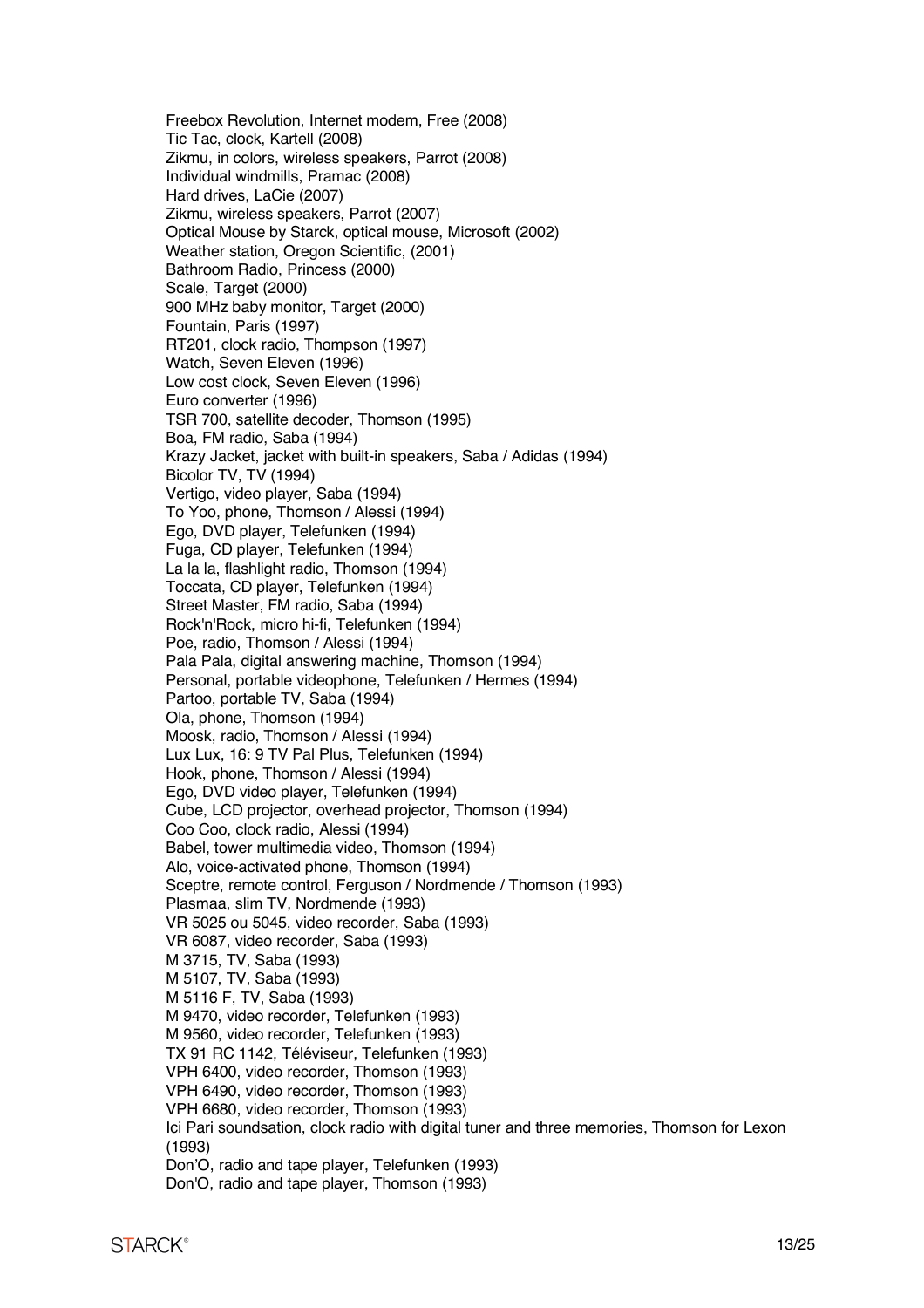Freebox Revolution, Internet modem, Free (2008)
Tic Tac, clock, Kartell (2008)
Zikmu, in colors, wireless speakers, Parrot (2008)
Individual windmills, Pramac (2008)
Hard drives, LaCie (2007)
Zikmu, wireless speakers, Parrot (2007)
Optical Mouse by Starck, optical mouse, Microsoft (2002)
Weather station, Oregon Scientific, (2001)
Bathroom Radio, Princess (2000)
Scale, Target (2000)
900 MHz baby monitor, Target (2000)
Fountain, Paris (1997)
RT201, clock radio, Thompson (1997)
Watch, Seven Eleven (1996)
Low cost clock, Seven Eleven (1996)
Euro converter (1996)
TSR 700, satellite decoder, Thomson (1995)
Boa, FM radio, Saba (1994)
Krazy Jacket, jacket with built-in speakers, Saba / Adidas (1994)
Bicolor TV, TV (1994)
Vertigo, video player, Saba (1994)
To Yoo, phone, Thomson / Alessi (1994)
Ego, DVD player, Telefunken (1994)
Fuga, CD player, Telefunken (1994)
La la la, flashlight radio, Thomson (1994)
Toccata, CD player, Telefunken (1994)
Street Master, FM radio, Saba (1994)
Rock'n'Rock, micro hi-fi, Telefunken (1994)
Poe, radio, Thomson / Alessi (1994)
Pala Pala, digital answering machine, Thomson (1994)
Personal, portable videophone, Telefunken / Hermes (1994)
Partoo, portable TV, Saba (1994)
Ola, phone, Thomson (1994)
Moosk, radio, Thomson / Alessi (1994)
Lux Lux, 16: 9 TV Pal Plus, Telefunken (1994)
Hook, phone, Thomson / Alessi (1994)
Ego, DVD video player, Telefunken (1994)
Cube, LCD projector, overhead projector, Thomson (1994)
Coo Coo, clock radio, Alessi (1994)
Babel, tower multimedia video, Thomson (1994)
Alo, voice-activated phone, Thomson (1994)
Sceptre, remote control, Ferguson / Nordmende / Thomson (1993)
Plasmaa, slim TV, Nordmende (1993)
VR 5025 ou 5045, video recorder, Saba (1993)
VR 6087, video recorder, Saba (1993)
M 3715, TV, Saba (1993)
M 5107, TV, Saba (1993)
M 5116 F, TV, Saba (1993)
M 9470, video recorder, Telefunken (1993)
M 9560, video recorder, Telefunken (1993)
TX 91 RC 1142, Téléviseur, Telefunken (1993)
VPH 6400, video recorder, Thomson (1993)
VPH 6490, video recorder, Thomson (1993)
VPH 6680, video recorder, Thomson (1993)
Ici Pari soundsation, clock radio with digital tuner and three memories, Thomson for Lexon (1993)
Don'O, radio and tape player, Telefunken (1993)
Don'O, radio and tape player, Thomson (1993)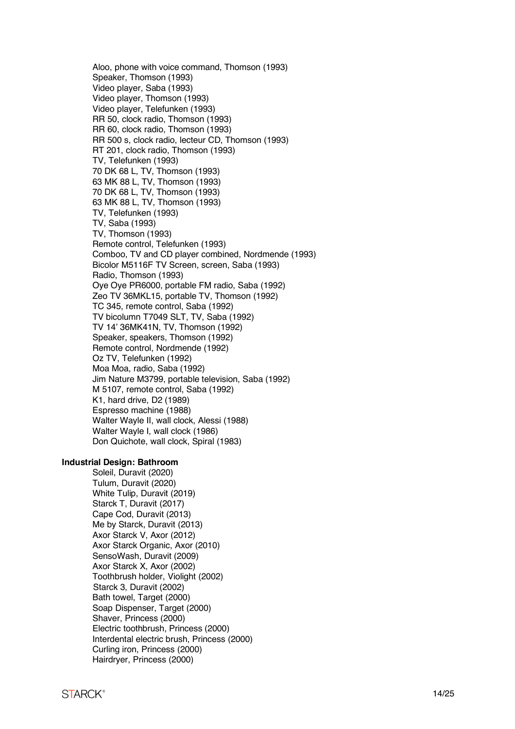Aloo, phone with voice command, Thomson (1993)
Speaker, Thomson (1993)
Video player, Saba (1993)
Video player, Thomson (1993)
Video player, Telefunken (1993)
RR 50, clock radio, Thomson (1993)
RR 60, clock radio, Thomson (1993)
RR 500 s, clock radio, lecteur CD, Thomson (1993)
RT 201, clock radio, Thomson (1993)
TV, Telefunken (1993)
70 DK 68 L, TV, Thomson (1993)
63 MK 88 L, TV, Thomson (1993)
70 DK 68 L, TV, Thomson (1993)
63 MK 88 L, TV, Thomson (1993)
TV, Telefunken (1993)
TV, Saba (1993)
TV, Thomson (1993)
Remote control, Telefunken (1993)
Comboo, TV and CD player combined, Nordmende (1993)
Bicolor M5116F TV Screen, screen, Saba (1993)
Radio, Thomson (1993)
Oye Oye PR6000, portable FM radio, Saba (1992)
Zeo TV 36MKL15, portable TV, Thomson (1992)
TC 345, remote control, Saba (1992)
TV bicolumn T7049 SLT, TV, Saba (1992)
TV 14' 36MK41N, TV, Thomson (1992)
Speaker, speakers, Thomson (1992)
Remote control, Nordmende (1992)
Oz TV, Telefunken (1992)
Moa Moa, radio, Saba (1992)
Jim Nature M3799, portable television, Saba (1992)
M 5107, remote control, Saba (1992)
K1, hard drive, D2 (1989)
Espresso machine (1988)
Walter Wayle II, wall clock, Alessi (1988)
Walter Wayle I, wall clock (1986)
Don Quichote, wall clock, Spiral (1983)

**Industrial Design: Bathroom**

Soleil, Duravit (2020)
Tulum, Duravit (2020)
White Tulip, Duravit (2019)
Starck T, Duravit (2017)
Cape Cod, Duravit (2013)
Me by Starck, Duravit (2013)
Axor Starck V, Axor (2012)
Axor Starck Organic, Axor (2010)
SensoWash, Duravit (2009)
Axor Starck X, Axor (2002)
Toothbrush holder, Violight (2002)
Starck 3, Duravit (2002)
Bath towel, Target (2000)
Soap Dispenser, Target (2000)
Shaver, Princess (2000)
Electric toothbrush, Princess (2000)
Interdental electric brush, Princess (2000)
Curling iron, Princess (2000)
Hairdryer, Princess (2000)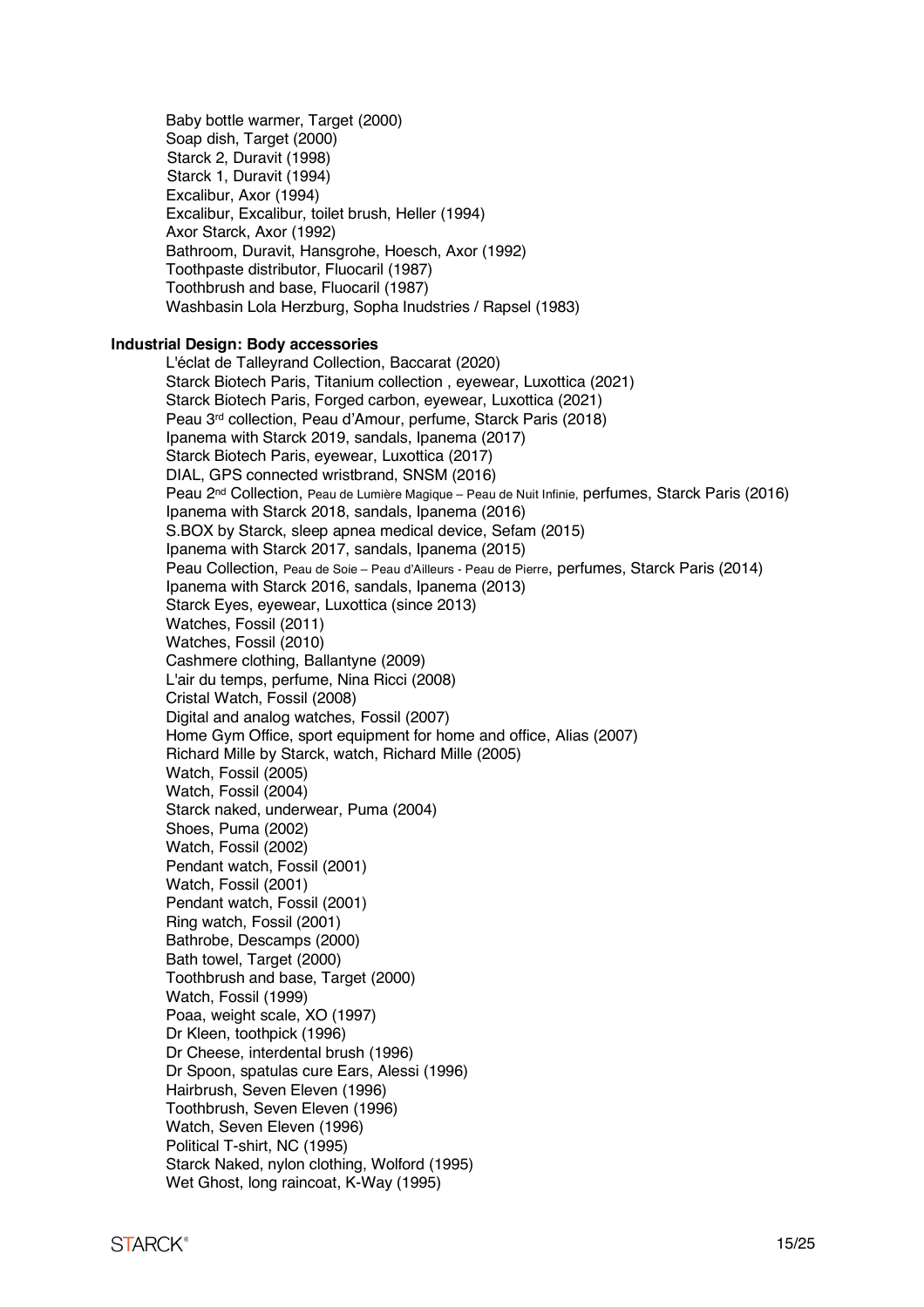Baby bottle warmer, Target (2000)
Soap dish, Target (2000)
Starck 2, Duravit (1998)
Starck 1, Duravit (1994)
Excalibur, Axor (1994)
Excalibur, Excalibur, toilet brush, Heller (1994)
Axor Starck, Axor (1992)
Bathroom, Duravit, Hansgrohe, Hoesch, Axor (1992)
Toothpaste distributor, Fluocaril (1987)
Toothbrush and base, Fluocaril (1987)
Washbasin Lola Herzburg, Sopha Inudstries / Rapsel (1983)

**Industrial Design: Body accessories**

L'éclat de Talleyrand Collection, Baccarat (2020)
Starck Biotech Paris, Titanium collection , eyewear, Luxottica (2021)
Starck Biotech Paris, Forged carbon, eyewear, Luxottica (2021)
Peau 3rd collection, Peau d'Amour, perfume, Starck Paris (2018)
Ipanema with Starck 2019, sandals, Ipanema (2017)
Starck Biotech Paris, eyewear, Luxottica (2017)
DIAL, GPS connected wristbrand, SNSM (2016)
Peau 2nd Collection, Peau de Lumière Magique – Peau de Nuit Infinie, perfumes, Starck Paris (2016)
Ipanema with Starck 2018, sandals, Ipanema (2016)
S.BOX by Starck, sleep apnea medical device, Sefam (2015)
Ipanema with Starck 2017, sandals, Ipanema (2015)
Peau Collection, Peau de Soie – Peau d'Ailleurs - Peau de Pierre, perfumes, Starck Paris (2014)
Ipanema with Starck 2016, sandals, Ipanema (2013)
Starck Eyes, eyewear, Luxottica (since 2013)
Watches, Fossil (2011)
Watches, Fossil (2010)
Cashmere clothing, Ballantyne (2009)
L'air du temps, perfume, Nina Ricci (2008)
Cristal Watch, Fossil (2008)
Digital and analog watches, Fossil (2007)
Home Gym Office, sport equipment for home and office, Alias (2007)
Richard Mille by Starck, watch, Richard Mille (2005)
Watch, Fossil (2005)
Watch, Fossil (2004)
Starck naked, underwear, Puma (2004)
Shoes, Puma (2002)
Watch, Fossil (2002)
Pendant watch, Fossil (2001)
Watch, Fossil (2001)
Pendant watch, Fossil (2001)
Ring watch, Fossil (2001)
Bathrobe, Descamps (2000)
Bath towel, Target (2000)
Toothbrush and base, Target (2000)
Watch, Fossil (1999)
Poaa, weight scale, XO (1997)
Dr Kleen, toothpick (1996)
Dr Cheese, interdental brush (1996)
Dr Spoon, spatulas cure Ears, Alessi (1996)
Hairbrush, Seven Eleven (1996)
Toothbrush, Seven Eleven (1996)
Watch, Seven Eleven (1996)
Political T-shirt, NC (1995)
Starck Naked, nylon clothing, Wolford (1995)
Wet Ghost, long raincoat, K-Way (1995)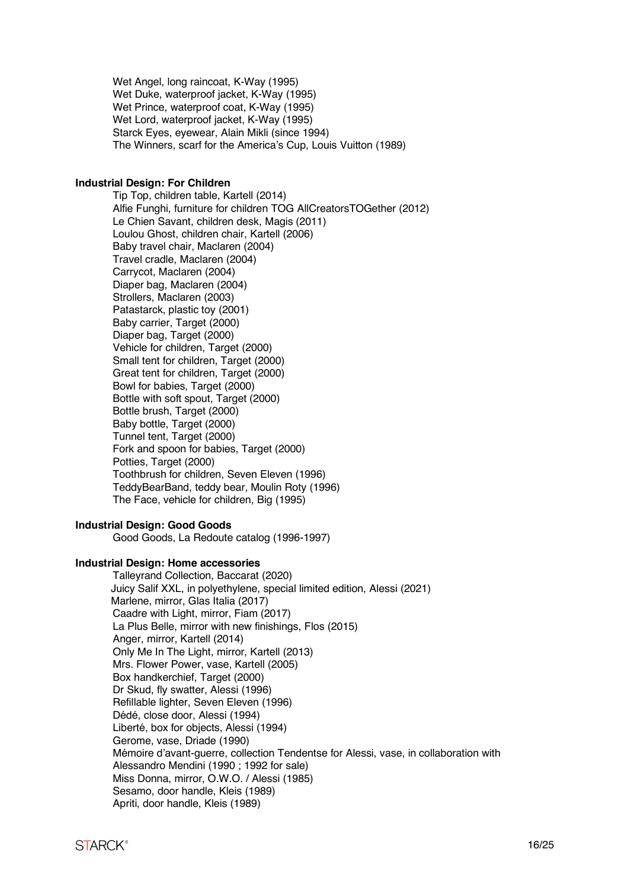Wet Angel, long raincoat, K-Way (1995)
Wet Duke, waterproof jacket, K-Way (1995)
Wet Prince, waterproof coat, K-Way (1995)
Wet Lord, waterproof jacket, K-Way (1995)
Starck Eyes, eyewear, Alain Mikli (since 1994)
The Winners, scarf for the America's Cup, Louis Vuitton (1989)

**Industrial Design: For Children**

Tip Top, children table, Kartell (2014)
Alfie Funghi, furniture for children TOG AllCreatorsTOGether (2012)
Le Chien Savant, children desk, Magis (2011)
Loulou Ghost, children chair, Kartell (2006)
Baby travel chair, Maclaren (2004)
Travel cradle, Maclaren (2004)
Carrycot, Maclaren (2004)
Diaper bag, Maclaren (2004)
Strollers, Maclaren (2003)
Patastarck, plastic toy (2001)
Baby carrier, Target (2000)
Diaper bag, Target (2000)
Vehicle for children, Target (2000)
Small tent for children, Target (2000)
Great tent for children, Target (2000)
Bowl for babies, Target (2000)
Bottle with soft spout, Target (2000)
Bottle brush, Target (2000)
Baby bottle, Target (2000)
Tunnel tent, Target (2000)
Fork and spoon for babies, Target (2000)
Potties, Target (2000)
Toothbrush for children, Seven Eleven (1996)
TeddyBearBand, teddy bear, Moulin Roty (1996)
The Face, vehicle for children, Big (1995)

**Industrial Design: Good Goods**

Good Goods, La Redoute catalog (1996-1997)

**Industrial Design: Home accessories**

Talleyrand Collection, Baccarat (2020)
Juicy Salif XXL, in polyethylene, special limited edition, Alessi (2021)
Marlene, mirror, Glas Italia (2017)
Caadre with Light, mirror, Fiam (2017)
La Plus Belle, mirror with new finishings, Flos (2015)
Anger, mirror, Kartell (2014)
Only Me In The Light, mirror, Kartell (2013)
Mrs. Flower Power, vase, Kartell (2005)
Box handkerchief, Target (2000)
Dr Skud, fly swatter, Alessi (1996)
Refillable lighter, Seven Eleven (1996)
Dédé, close door, Alessi (1994)
Liberté, box for objects, Alessi (1994)
Gerome, vase, Driade (1990)
Mémoire d'avant-guerre, collection Tendentse for Alessi, vase, in collaboration with Alessandro Mendini (1990 ; 1992 for sale)
Miss Donna, mirror, O.W.O. / Alessi (1985)
Sesamo, door handle, Kleis (1989)
Apriti, door handle, Kleis (1989)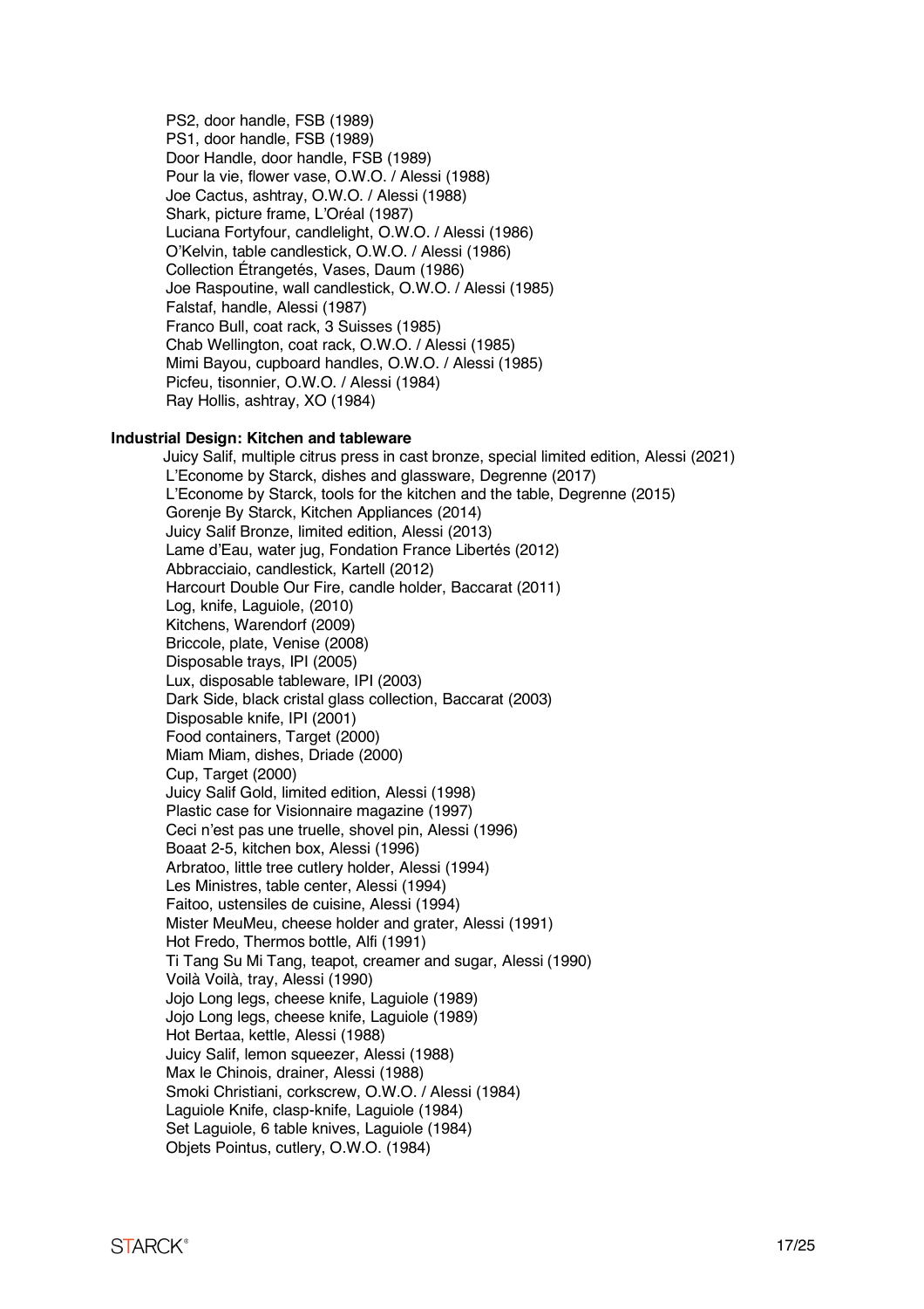PS2, door handle, FSB (1989)
PS1, door handle, FSB (1989)
Door Handle, door handle, FSB (1989)
Pour la vie, flower vase, O.W.O. / Alessi (1988)
Joe Cactus, ashtray, O.W.O. / Alessi (1988)
Shark, picture frame, L'Oréal (1987)
Luciana Fortyfour, candlelight, O.W.O. / Alessi (1986)
O'Kelvin, table candlestick, O.W.O. / Alessi (1986)
Collection Étrangetés, Vases, Daum (1986)
Joe Raspoutine, wall candlestick, O.W.O. / Alessi (1985)
Falstaf, handle, Alessi (1987)
Franco Bull, coat rack, 3 Suisses (1985)
Chab Wellington, coat rack, O.W.O. / Alessi (1985)
Mimi Bayou, cupboard handles, O.W.O. / Alessi (1985)
Picfeu, tisonnier, O.W.O. / Alessi (1984)
Ray Hollis, ashtray, XO (1984)

**Industrial Design: Kitchen and tableware**

Juicy Salif, multiple citrus press in cast bronze, special limited edition, Alessi (2021)
L'Econome by Starck, dishes and glassware, Degrenne (2017)
L'Econome by Starck, tools for the kitchen and the table, Degrenne (2015)
Gorenje By Starck, Kitchen Appliances (2014)
Juicy Salif Bronze, limited edition, Alessi (2013)
Lame d'Eau, water jug, Fondation France Libertés (2012)
Abbracciaio, candlestick, Kartell (2012)
Harcourt Double Our Fire, candle holder, Baccarat (2011)
Log, knife, Laguiole, (2010)
Kitchens, Warendorf (2009)
Briccole, plate, Venise (2008)
Disposable trays, IPI (2005)
Lux, disposable tableware, IPI (2003)
Dark Side, black cristal glass collection, Baccarat (2003)
Disposable knife, IPI (2001)
Food containers, Target (2000)
Miam Miam, dishes, Driade (2000)
Cup, Target (2000)
Juicy Salif Gold, limited edition, Alessi (1998)
Plastic case for Visionnaire magazine (1997)
Ceci n'est pas une truelle, shovel pin, Alessi (1996)
Boaat 2-5, kitchen box, Alessi (1996)
Arbratoo, little tree cutlery holder, Alessi (1994)
Les Ministres, table center, Alessi (1994)
Faitoo, ustensiles de cuisine, Alessi (1994)
Mister MeuMeu, cheese holder and grater, Alessi (1991)
Hot Fredo, Thermos bottle, Alfi (1991)
Ti Tang Su Mi Tang, teapot, creamer and sugar, Alessi (1990)
Voilà Voilà, tray, Alessi (1990)
Jojo Long legs, cheese knife, Laguiole (1989)
Jojo Long legs, cheese knife, Laguiole (1989)
Hot Bertaa, kettle, Alessi (1988)
Juicy Salif, lemon squeezer, Alessi (1988)
Max le Chinois, drainer, Alessi (1988)
Smoki Christiani, corkscrew, O.W.O. / Alessi (1984)
Laguiole Knife, clasp-knife, Laguiole (1984)
Set Laguiole, 6 table knives, Laguiole (1984)
Objets Pointus, cutlery, O.W.O. (1984)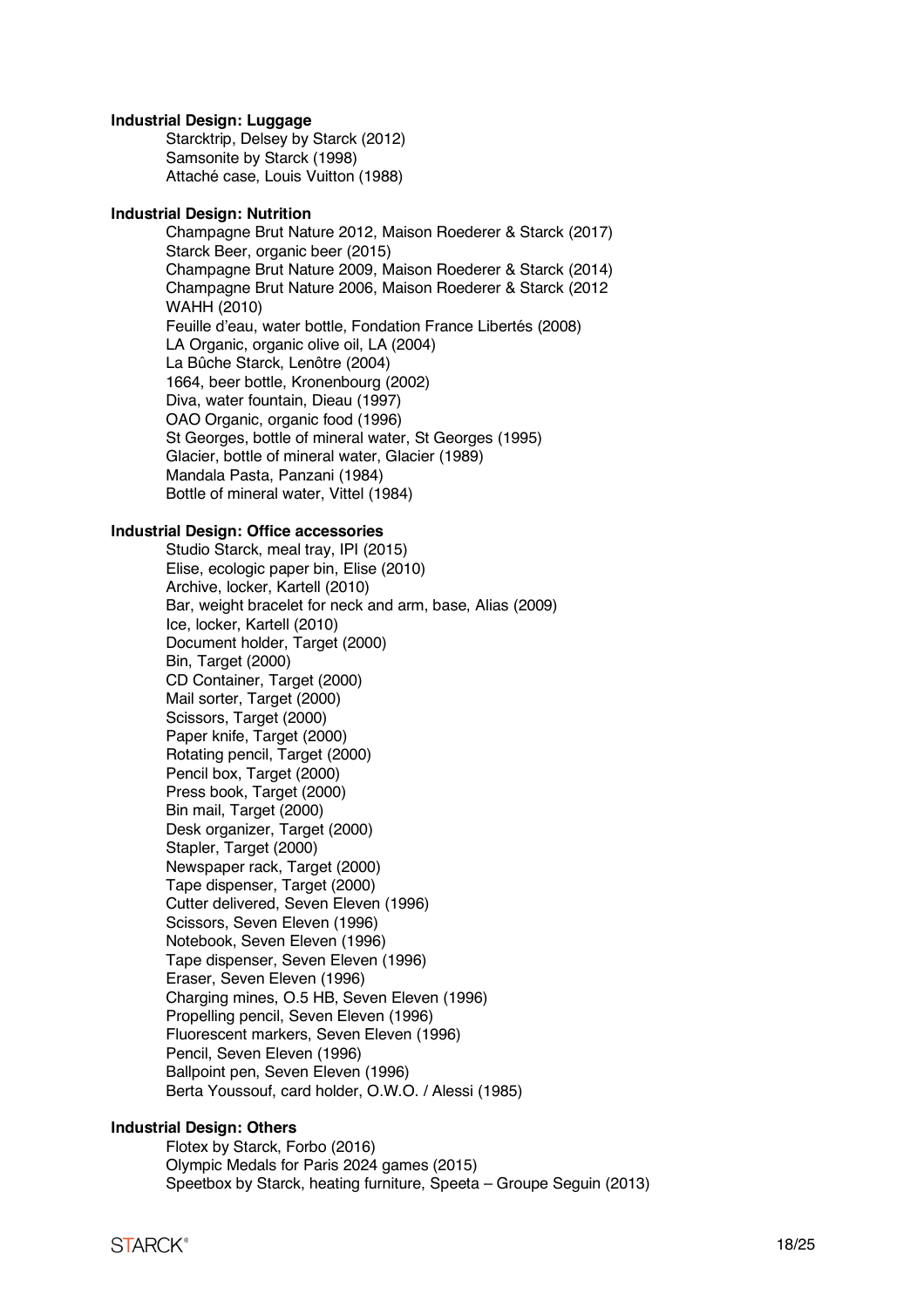**Industrial Design: Luggage**

Starcktrip, Delsey by Starck (2012)
Samsonite by Starck (1998)
Attaché case, Louis Vuitton (1988)

**Industrial Design: Nutrition**

Champagne Brut Nature 2012, Maison Roederer & Starck (2017)
Starck Beer, organic beer (2015)
Champagne Brut Nature 2009, Maison Roederer & Starck (2014)
Champagne Brut Nature 2006, Maison Roederer & Starck (2012
WAHH (2010)
Feuille d'eau, water bottle, Fondation France Libertés (2008)
LA Organic, organic olive oil, LA (2004)
La Bûche Starck, Lenôtre (2004)
1664, beer bottle, Kronenbourg (2002)
Diva, water fountain, Dieau (1997)
OAO Organic, organic food (1996)
St Georges, bottle of mineral water, St Georges (1995)
Glacier, bottle of mineral water, Glacier (1989)
Mandala Pasta, Panzani (1984)
Bottle of mineral water, Vittel (1984)

**Industrial Design: Office accessories**

Studio Starck, meal tray, IPI (2015)
Elise, ecologic paper bin, Elise (2010)
Archive, locker, Kartell (2010)
Bar, weight bracelet for neck and arm, base, Alias (2009)
Ice, locker, Kartell (2010)
Document holder, Target (2000)
Bin, Target (2000)
CD Container, Target (2000)
Mail sorter, Target (2000)
Scissors, Target (2000)
Paper knife, Target (2000)
Rotating pencil, Target (2000)
Pencil box, Target (2000)
Press book, Target (2000)
Bin mail, Target (2000)
Desk organizer, Target (2000)
Stapler, Target (2000)
Newspaper rack, Target (2000)
Tape dispenser, Target (2000)
Cutter delivered, Seven Eleven (1996)
Scissors, Seven Eleven (1996)
Notebook, Seven Eleven (1996)
Tape dispenser, Seven Eleven (1996)
Eraser, Seven Eleven (1996)
Charging mines, O.5 HB, Seven Eleven (1996)
Propelling pencil, Seven Eleven (1996)
Fluorescent markers, Seven Eleven (1996)
Pencil, Seven Eleven (1996)
Ballpoint pen, Seven Eleven (1996)
Berta Youssouf, card holder, O.W.O. / Alessi (1985)

**Industrial Design: Others**

Flotex by Starck, Forbo (2016)
Olympic Medals for Paris 2024 games (2015)
Speetbox by Starck, heating furniture, Speeta – Groupe Seguin (2013)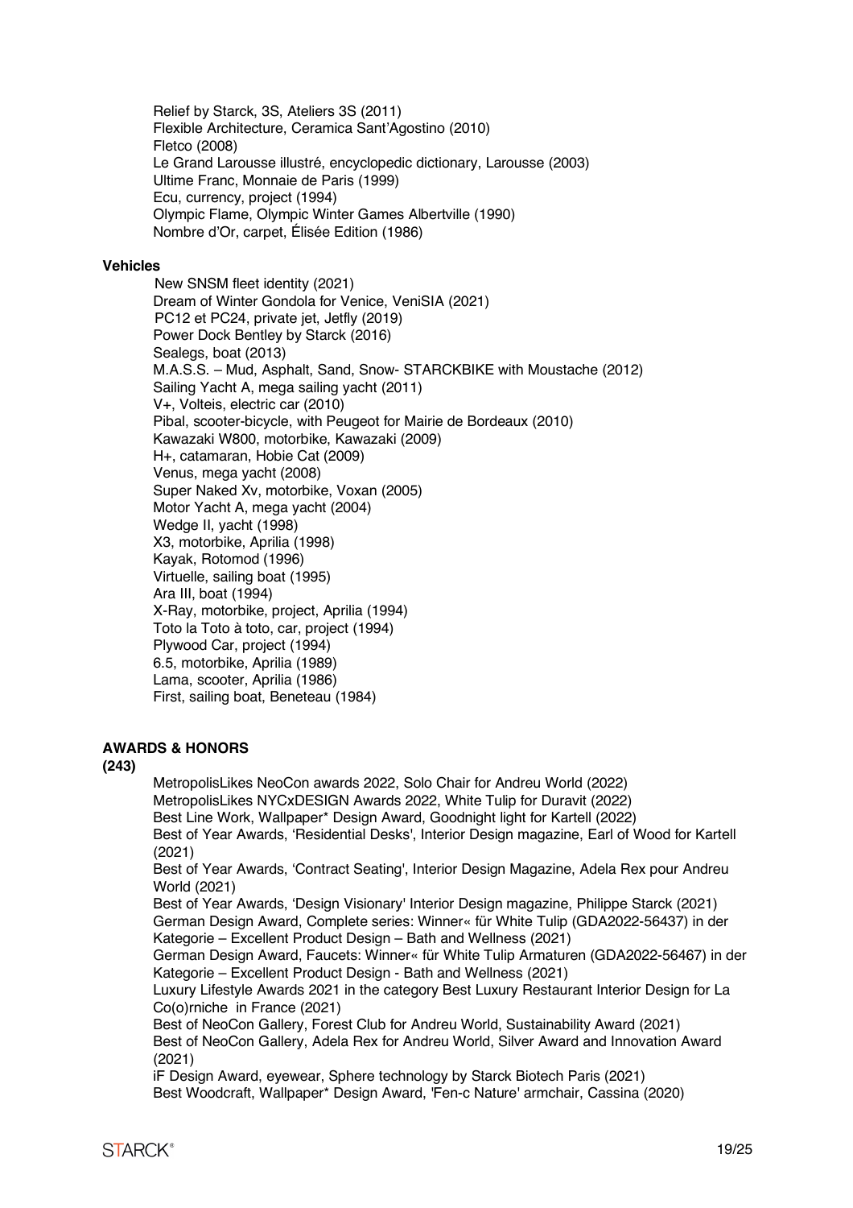Relief by Starck, 3S, Ateliers 3S (2011)
Flexible Architecture, Ceramica Sant'Agostino (2010)
Fletco (2008)
Le Grand Larousse illustré, encyclopedic dictionary, Larousse (2003)
Ultime Franc, Monnaie de Paris (1999)
Ecu, currency, project (1994)
Olympic Flame, Olympic Winter Games Albertville (1990)
Nombre d'Or, carpet, Élisée Edition (1986)

**Vehicles**

New SNSM fleet identity (2021)
Dream of Winter Gondola for Venice, VeniSIA (2021)
PC12 et PC24, private jet, Jetfly (2019)
Power Dock Bentley by Starck (2016)
Sealegs, boat (2013)
M.A.S.S. – Mud, Asphalt, Sand, Snow- STARCKBIKE with Moustache (2012)
Sailing Yacht A, mega sailing yacht (2011)
V+, Volteis, electric car (2010)
Pibal, scooter-bicycle, with Peugeot for Mairie de Bordeaux (2010)
Kawazaki W800, motorbike, Kawazaki (2009)
H+, catamaran, Hobie Cat (2009)
Venus, mega yacht (2008)
Super Naked Xv, motorbike, Voxan (2005)
Motor Yacht A, mega yacht (2004)
Wedge II, yacht (1998)
X3, motorbike, Aprilia (1998)
Kayak, Rotomod (1996)
Virtuelle, sailing boat (1995)
Ara III, boat (1994)
X-Ray, motorbike, project, Aprilia (1994)
Toto la Toto à toto, car, project (1994)
Plywood Car, project (1994)
6.5, motorbike, Aprilia (1989)
Lama, scooter, Aprilia (1986)
First, sailing boat, Beneteau (1984)

**AWARDS & HONORS**
**(243)**

MetropolisLikes NeoCon awards 2022, Solo Chair for Andreu World (2022)
MetropolisLikes NYCxDESIGN Awards 2022, White Tulip for Duravit (2022)
Best Line Work, Wallpaper* Design Award, Goodnight light for Kartell (2022)
Best of Year Awards, 'Residential Desks', Interior Design magazine, Earl of Wood for Kartell (2021)
Best of Year Awards, 'Contract Seating', Interior Design Magazine, Adela Rex pour Andreu World (2021)
Best of Year Awards, 'Design Visionary' Interior Design magazine, Philippe Starck (2021)
German Design Award, Complete series: Winner« für White Tulip (GDA2022-56437) in der Kategorie – Excellent Product Design – Bath and Wellness (2021)
German Design Award, Faucets: Winner« für White Tulip Armaturen (GDA2022-56467) in der Kategorie – Excellent Product Design - Bath and Wellness (2021)
Luxury Lifestyle Awards 2021 in the category Best Luxury Restaurant Interior Design for La Co(o)rniche in France (2021)
Best of NeoCon Gallery, Forest Club for Andreu World, Sustainability Award (2021)
Best of NeoCon Gallery, Adela Rex for Andreu World, Silver Award and Innovation Award (2021)
iF Design Award, eyewear, Sphere technology by Starck Biotech Paris (2021)
Best Woodcraft, Wallpaper* Design Award, 'Fen-c Nature' armchair, Cassina (2020)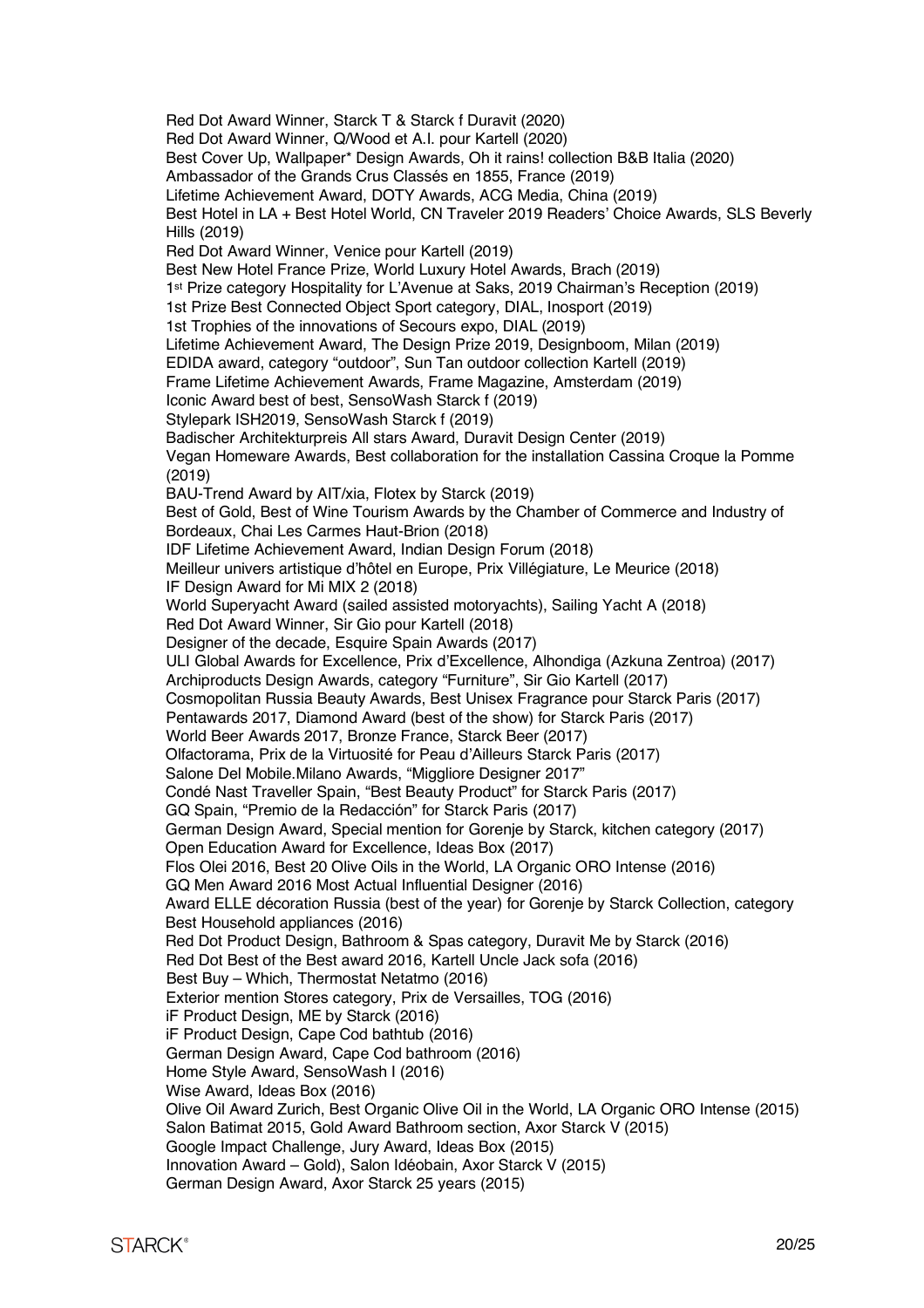Red Dot Award Winner, Starck T & Starck f Duravit (2020)
Red Dot Award Winner, Q/Wood et A.I. pour Kartell (2020)
Best Cover Up, Wallpaper* Design Awards, Oh it rains! collection B&B Italia (2020)
Ambassador of the Grands Crus Classés en 1855, France (2019)
Lifetime Achievement Award, DOTY Awards, ACG Media, China (2019)
Best Hotel in LA + Best Hotel World, CN Traveler 2019 Readers' Choice Awards, SLS Beverly Hills (2019)
Red Dot Award Winner, Venice pour Kartell (2019)
Best New Hotel France Prize, World Luxury Hotel Awards, Brach (2019)
1st Prize category Hospitality for L'Avenue at Saks, 2019 Chairman's Reception (2019)
1st Prize Best Connected Object Sport category, DIAL, Inosport (2019)
1st Trophies of the innovations of Secours expo, DIAL (2019)
Lifetime Achievement Award, The Design Prize 2019, Designboom, Milan (2019)
EDIDA award, category "outdoor", Sun Tan outdoor collection Kartell (2019)
Frame Lifetime Achievement Awards, Frame Magazine, Amsterdam (2019)
Iconic Award best of best, SensoWash Starck f (2019)
Stylepark ISH2019, SensoWash Starck f (2019)
Badischer Architekturpreis All stars Award, Duravit Design Center (2019)
Vegan Homeware Awards, Best collaboration for the installation Cassina Croque la Pomme (2019)
BAU-Trend Award by AIT/xia, Flotex by Starck (2019)
Best of Gold, Best of Wine Tourism Awards by the Chamber of Commerce and Industry of Bordeaux, Chai Les Carmes Haut-Brion (2018)
IDF Lifetime Achievement Award, Indian Design Forum (2018)
Meilleur univers artistique d'hôtel en Europe, Prix Villégiature, Le Meurice (2018)
IF Design Award for Mi MIX 2 (2018)
World Superyacht Award (sailed assisted motoryachts), Sailing Yacht A (2018)
Red Dot Award Winner, Sir Gio pour Kartell (2018)
Designer of the decade, Esquire Spain Awards (2017)
ULI Global Awards for Excellence, Prix d'Excellence, Alhondiga (Azkuna Zentroa) (2017)
Archiproducts Design Awards, category "Furniture", Sir Gio Kartell (2017)
Cosmopolitan Russia Beauty Awards, Best Unisex Fragrance pour Starck Paris (2017)
Pentawards 2017, Diamond Award (best of the show) for Starck Paris (2017)
World Beer Awards 2017, Bronze France, Starck Beer (2017)
Olfactorama, Prix de la Virtuosité for Peau d'Ailleurs Starck Paris (2017)
Salone Del Mobile.Milano Awards, "Miggliore Designer 2017"
Condé Nast Traveller Spain, "Best Beauty Product" for Starck Paris (2017)
GQ Spain, "Premio de la Redacción" for Starck Paris (2017)
German Design Award, Special mention for Gorenje by Starck, kitchen category (2017)
Open Education Award for Excellence, Ideas Box (2017)
Flos Olei 2016, Best 20 Olive Oils in the World, LA Organic ORO Intense (2016)
GQ Men Award 2016 Most Actual Influential Designer (2016)
Award ELLE décoration Russia (best of the year) for Gorenje by Starck Collection, category Best Household appliances (2016)
Red Dot Product Design, Bathroom & Spas category, Duravit Me by Starck (2016)
Red Dot Best of the Best award 2016, Kartell Uncle Jack sofa (2016)
Best Buy – Which, Thermostat Netatmo (2016)
Exterior mention Stores category, Prix de Versailles, TOG (2016)
iF Product Design, ME by Starck (2016)
iF Product Design, Cape Cod bathtub (2016)
German Design Award, Cape Cod bathroom (2016)
Home Style Award, SensoWash I (2016)
Wise Award, Ideas Box (2016)
Olive Oil Award Zurich, Best Organic Olive Oil in the World, LA Organic ORO Intense (2015)
Salon Batimat 2015, Gold Award Bathroom section, Axor Starck V (2015)
Google Impact Challenge, Jury Award, Ideas Box (2015)
Innovation Award – Gold), Salon Idéobain, Axor Starck V (2015)
German Design Award, Axor Starck 25 years (2015)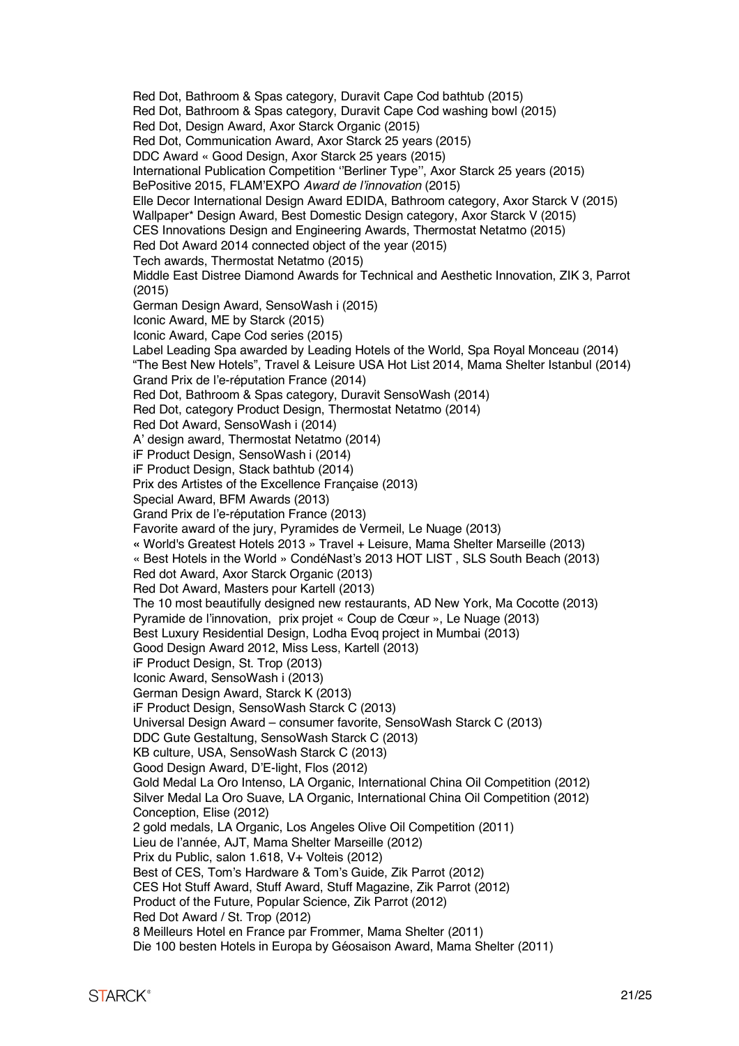Red Dot, Bathroom & Spas category, Duravit Cape Cod bathtub (2015)
Red Dot, Bathroom & Spas category, Duravit Cape Cod washing bowl (2015)
Red Dot, Design Award, Axor Starck Organic (2015)
Red Dot, Communication Award, Axor Starck 25 years (2015)
DDC Award « Good Design, Axor Starck 25 years (2015)
International Publication Competition ''Berliner Type'', Axor Starck 25 years (2015)
BePositive 2015, FLAM'EXPO *Award de l'innovation* (2015)
Elle Decor International Design Award EDIDA, Bathroom category, Axor Starck V (2015)
Wallpaper* Design Award, Best Domestic Design category, Axor Starck V (2015)
CES Innovations Design and Engineering Awards, Thermostat Netatmo (2015)
Red Dot Award 2014 connected object of the year (2015)
Tech awards, Thermostat Netatmo (2015)
Middle East Distree Diamond Awards for Technical and Aesthetic Innovation, ZIK 3, Parrot (2015)
German Design Award, SensoWash i (2015)
Iconic Award, ME by Starck (2015)
Iconic Award, Cape Cod series (2015)
Label Leading Spa awarded by Leading Hotels of the World, Spa Royal Monceau (2014)
"The Best New Hotels", Travel & Leisure USA Hot List 2014, Mama Shelter Istanbul (2014)
Grand Prix de l'e-réputation France (2014)
Red Dot, Bathroom & Spas category, Duravit SensoWash (2014)
Red Dot, category Product Design, Thermostat Netatmo (2014)
Red Dot Award, SensoWash i (2014)
A' design award, Thermostat Netatmo (2014)
iF Product Design, SensoWash i (2014)
iF Product Design, Stack bathtub (2014)
Prix des Artistes of the Excellence Française (2013)
Special Award, BFM Awards (2013)
Grand Prix de l'e-réputation France (2013)
Favorite award of the jury, Pyramides de Vermeil, Le Nuage (2013)
« World's Greatest Hotels 2013 » Travel + Leisure, Mama Shelter Marseille (2013)
« Best Hotels in the World » CondéNast's 2013 HOT LIST , SLS South Beach (2013)
Red dot Award, Axor Starck Organic (2013)
Red Dot Award, Masters pour Kartell (2013)
The 10 most beautifully designed new restaurants, AD New York, Ma Cocotte (2013)
Pyramide de l'innovation, prix projet « Coup de Cœur », Le Nuage (2013)
Best Luxury Residential Design, Lodha Evoq project in Mumbai (2013)
Good Design Award 2012, Miss Less, Kartell (2013)
iF Product Design, St. Trop (2013)
Iconic Award, SensoWash i (2013)
German Design Award, Starck K (2013)
iF Product Design, SensoWash Starck C (2013)
Universal Design Award – consumer favorite, SensoWash Starck C (2013)
DDC Gute Gestaltung, SensoWash Starck C (2013)
KB culture, USA, SensoWash Starck C (2013)
Good Design Award, D'E-light, Flos (2012)
Gold Medal La Oro Intenso, LA Organic, International China Oil Competition (2012)
Silver Medal La Oro Suave, LA Organic, International China Oil Competition (2012)
Conception, Elise (2012)
2 gold medals, LA Organic, Los Angeles Olive Oil Competition (2011)
Lieu de l'année, AJT, Mama Shelter Marseille (2012)
Prix du Public, salon 1.618, V+ Volteis (2012)
Best of CES, Tom's Hardware & Tom's Guide, Zik Parrot (2012)
CES Hot Stuff Award, Stuff Award, Stuff Magazine, Zik Parrot (2012)
Product of the Future, Popular Science, Zik Parrot (2012)
Red Dot Award / St. Trop (2012)
8 Meilleurs Hotel en France par Frommer, Mama Shelter (2011)
Die 100 besten Hotels in Europa by Géosaison Award, Mama Shelter (2011)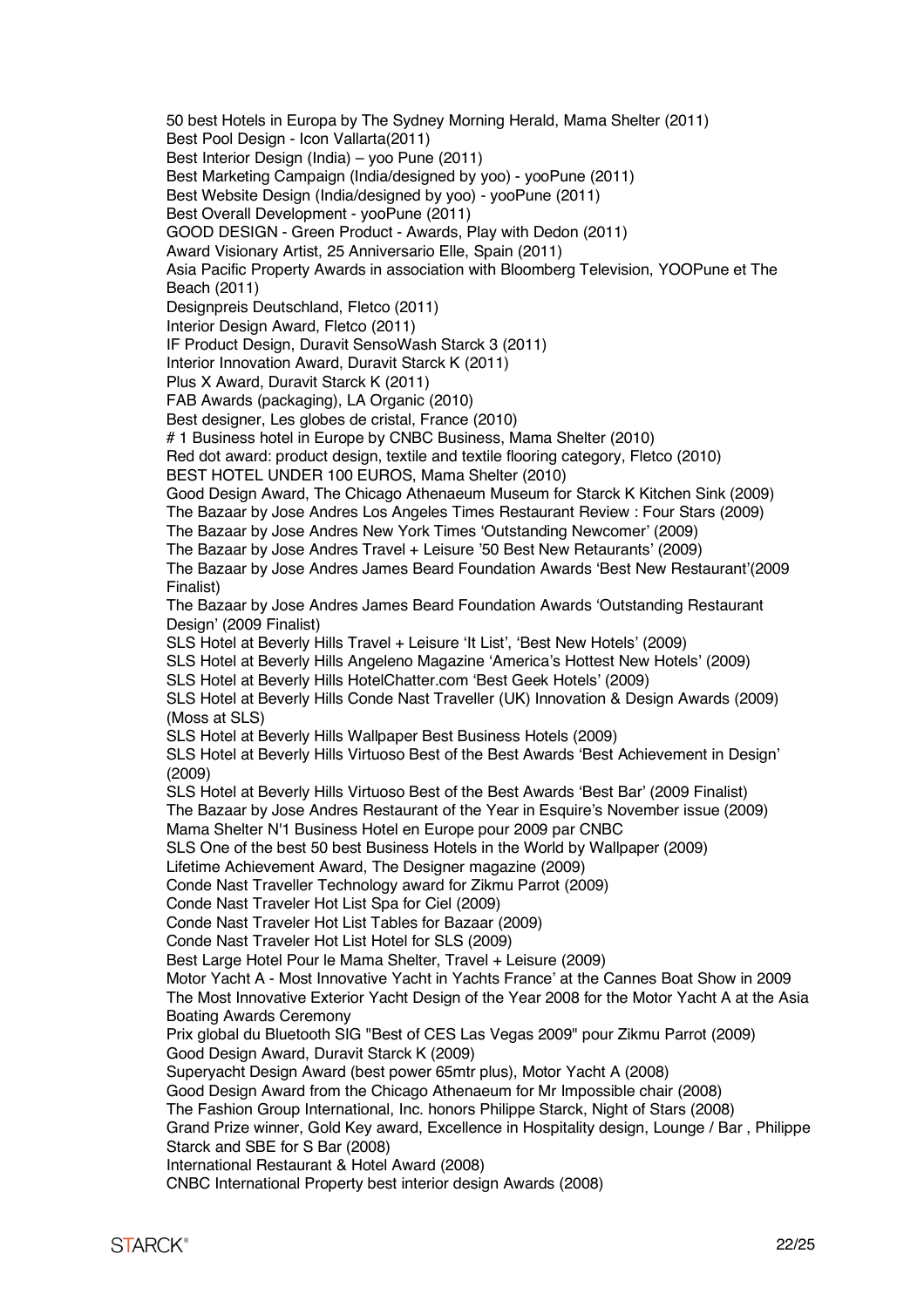50 best Hotels in Europa by The Sydney Morning Herald, Mama Shelter (2011)
Best Pool Design - Icon Vallarta(2011)
Best Interior Design (India) – yoo Pune (2011)
Best Marketing Campaign (India/designed by yoo) - yooPune (2011)
Best Website Design (India/designed by yoo) - yooPune (2011)
Best Overall Development - yooPune (2011)
GOOD DESIGN - Green Product - Awards, Play with Dedon (2011)
Award Visionary Artist, 25 Anniversario Elle, Spain (2011)
Asia Pacific Property Awards in association with Bloomberg Television, YOOPune et The Beach (2011)
Designpreis Deutschland, Fletco (2011)
Interior Design Award, Fletco (2011)
IF Product Design, Duravit SensoWash Starck 3 (2011)
Interior Innovation Award, Duravit Starck K (2011)
Plus X Award, Duravit Starck K (2011)
FAB Awards (packaging), LA Organic (2010)
Best designer, Les globes de cristal, France (2010)
# 1 Business hotel in Europe by CNBC Business, Mama Shelter (2010)
Red dot award: product design, textile and textile flooring category, Fletco (2010)
BEST HOTEL UNDER 100 EUROS, Mama Shelter (2010)
Good Design Award, The Chicago Athenaeum Museum for Starck K Kitchen Sink (2009)
The Bazaar by Jose Andres Los Angeles Times Restaurant Review : Four Stars (2009)
The Bazaar by Jose Andres New York Times 'Outstanding Newcomer' (2009)
The Bazaar by Jose Andres Travel + Leisure '50 Best New Retaurants' (2009)
The Bazaar by Jose Andres James Beard Foundation Awards 'Best New Restaurant'(2009 Finalist)
The Bazaar by Jose Andres James Beard Foundation Awards 'Outstanding Restaurant Design' (2009 Finalist)
SLS Hotel at Beverly Hills Travel + Leisure 'It List', 'Best New Hotels' (2009)
SLS Hotel at Beverly Hills Angeleno Magazine 'America's Hottest New Hotels' (2009)
SLS Hotel at Beverly Hills HotelChatter.com 'Best Geek Hotels' (2009)
SLS Hotel at Beverly Hills Conde Nast Traveller (UK) Innovation & Design Awards (2009) (Moss at SLS)
SLS Hotel at Beverly Hills Wallpaper Best Business Hotels (2009)
SLS Hotel at Beverly Hills Virtuoso Best of the Best Awards 'Best Achievement in Design' (2009)
SLS Hotel at Beverly Hills Virtuoso Best of the Best Awards 'Best Bar' (2009 Finalist)
The Bazaar by Jose Andres Restaurant of the Year in Esquire's November issue (2009)
Mama Shelter N'1 Business Hotel en Europe pour 2009 par CNBC
SLS One of the best 50 best Business Hotels in the World by Wallpaper (2009)
Lifetime Achievement Award, The Designer magazine (2009)
Conde Nast Traveller Technology award for Zikmu Parrot (2009)
Conde Nast Traveler Hot List Spa for Ciel (2009)
Conde Nast Traveler Hot List Tables for Bazaar (2009)
Conde Nast Traveler Hot List Hotel for SLS (2009)
Best Large Hotel Pour le Mama Shelter, Travel + Leisure (2009)
Motor Yacht A - Most Innovative Yacht in Yachts France' at the Cannes Boat Show in 2009
The Most Innovative Exterior Yacht Design of the Year 2008 for the Motor Yacht A at the Asia Boating Awards Ceremony
Prix global du Bluetooth SIG "Best of CES Las Vegas 2009" pour Zikmu Parrot (2009)
Good Design Award, Duravit Starck K (2009)
Superyacht Design Award (best power 65mtr plus), Motor Yacht A (2008)
Good Design Award from the Chicago Athenaeum for Mr Impossible chair (2008)
The Fashion Group International, Inc. honors Philippe Starck, Night of Stars (2008)
Grand Prize winner, Gold Key award, Excellence in Hospitality design, Lounge / Bar , Philippe Starck and SBE for S Bar (2008)
International Restaurant & Hotel Award (2008)
CNBC International Property best interior design Awards (2008)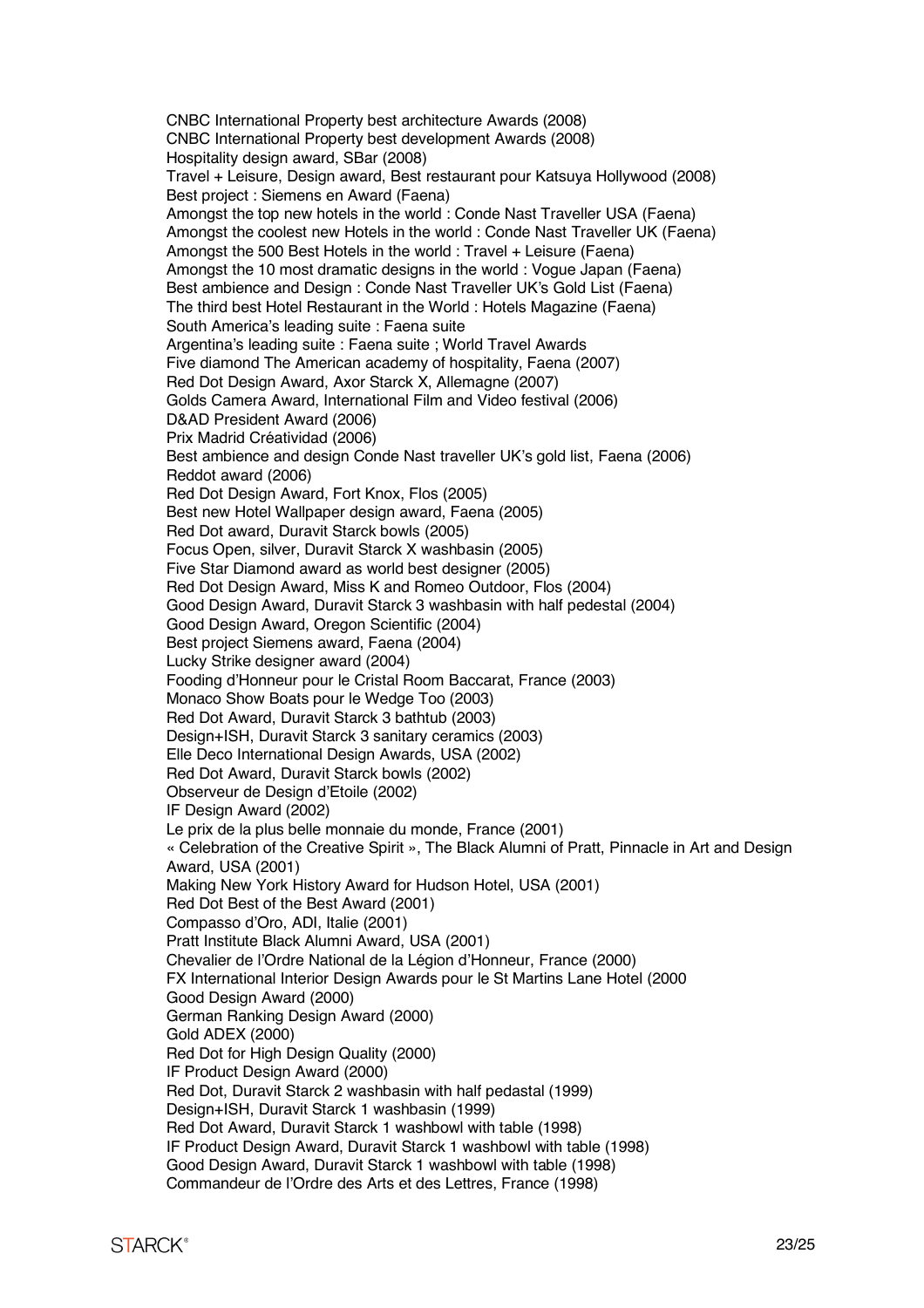CNBC International Property best architecture Awards (2008)
CNBC International Property best development Awards (2008)
Hospitality design award, SBar (2008)
Travel + Leisure, Design award, Best restaurant pour Katsuya Hollywood (2008)
Best project : Siemens en Award (Faena)
Amongst the top new hotels in the world : Conde Nast Traveller USA (Faena)
Amongst the coolest new Hotels in the world : Conde Nast Traveller UK (Faena)
Amongst the 500 Best Hotels in the world : Travel + Leisure (Faena)
Amongst the 10 most dramatic designs in the world : Vogue Japan (Faena)
Best ambience and Design : Conde Nast Traveller UK's Gold List (Faena)
The third best Hotel Restaurant in the World : Hotels Magazine (Faena)
South America's leading suite : Faena suite
Argentina's leading suite : Faena suite ; World Travel Awards
Five diamond The American academy of hospitality, Faena (2007)
Red Dot Design Award, Axor Starck X, Allemagne (2007)
Golds Camera Award, International Film and Video festival (2006)
D&AD President Award (2006)
Prix Madrid Créatividad (2006)
Best ambience and design Conde Nast traveller UK's gold list, Faena (2006)
Reddot award (2006)
Red Dot Design Award, Fort Knox, Flos (2005)
Best new Hotel Wallpaper design award, Faena (2005)
Red Dot award, Duravit Starck bowls (2005)
Focus Open, silver, Duravit Starck X washbasin (2005)
Five Star Diamond award as world best designer (2005)
Red Dot Design Award, Miss K and Romeo Outdoor, Flos (2004)
Good Design Award, Duravit Starck 3 washbasin with half pedestal (2004)
Good Design Award, Oregon Scientific (2004)
Best project Siemens award, Faena (2004)
Lucky Strike designer award (2004)
Fooding d'Honneur pour le Cristal Room Baccarat, France (2003)
Monaco Show Boats pour le Wedge Too (2003)
Red Dot Award, Duravit Starck 3 bathtub (2003)
Design+ISH, Duravit Starck 3 sanitary ceramics (2003)
Elle Deco International Design Awards, USA (2002)
Red Dot Award, Duravit Starck bowls (2002)
Observeur de Design d'Etoile (2002)
IF Design Award (2002)
Le prix de la plus belle monnaie du monde, France (2001)
« Celebration of the Creative Spirit », The Black Alumni of Pratt, Pinnacle in Art and Design Award, USA (2001)
Making New York History Award for Hudson Hotel, USA (2001)
Red Dot Best of the Best Award (2001)
Compasso d'Oro, ADI, Italie (2001)
Pratt Institute Black Alumni Award, USA (2001)
Chevalier de l'Ordre National de la Légion d'Honneur, France (2000)
FX International Interior Design Awards pour le St Martins Lane Hotel (2000
Good Design Award (2000)
German Ranking Design Award (2000)
Gold ADEX (2000)
Red Dot for High Design Quality (2000)
IF Product Design Award (2000)
Red Dot, Duravit Starck 2 washbasin with half pedestal (1999)
Design+ISH, Duravit Starck 1 washbasin (1999)
Red Dot Award, Duravit Starck 1 washbowl with table (1998)
IF Product Design Award, Duravit Starck 1 washbowl with table (1998)
Good Design Award, Duravit Starck 1 washbowl with table (1998)
Commandeur de l'Ordre des Arts et des Lettres, France (1998)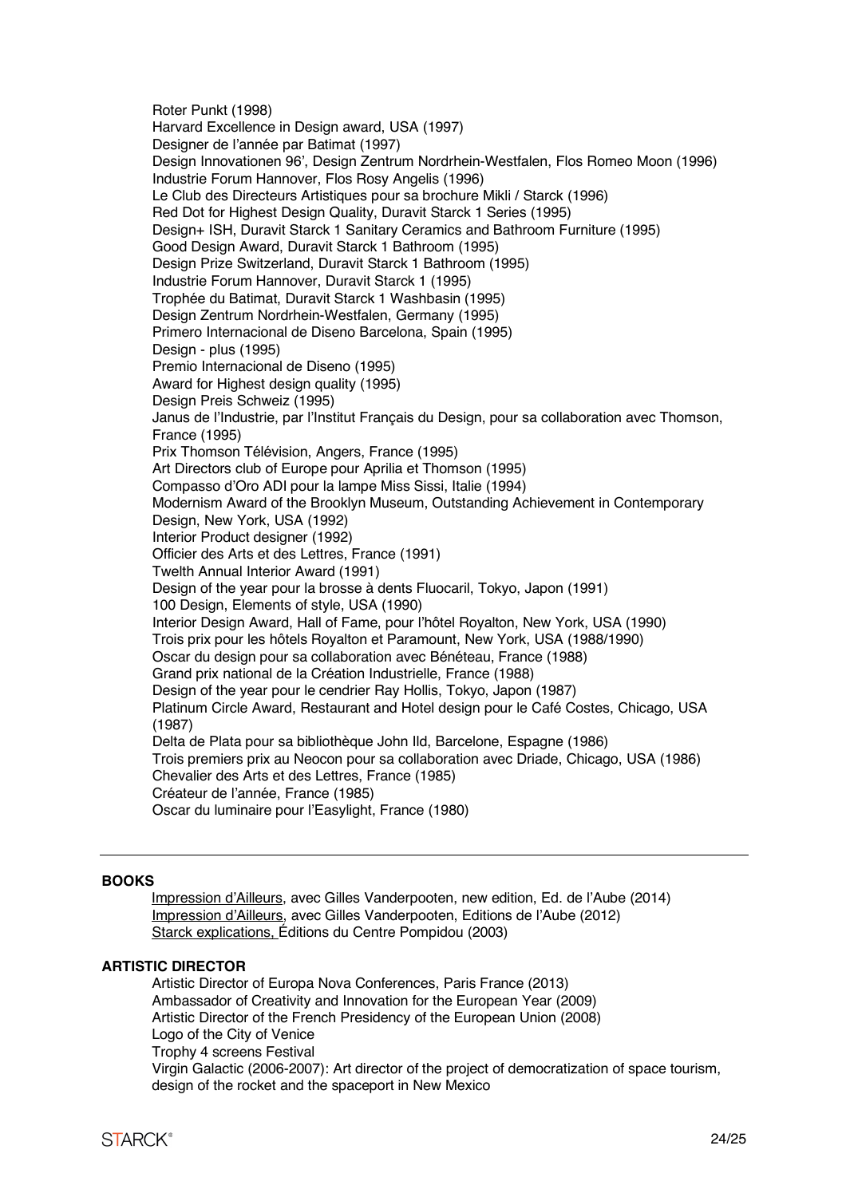Roter Punkt (1998)
Harvard Excellence in Design award, USA (1997)
Designer de l'année par Batimat (1997)
Design Innovationen 96', Design Zentrum Nordrhein-Westfalen, Flos Romeo Moon (1996)
Industrie Forum Hannover, Flos Rosy Angelis (1996)
Le Club des Directeurs Artistiques pour sa brochure Mikli / Starck (1996)
Red Dot for Highest Design Quality, Duravit Starck 1 Series (1995)
Design+ ISH, Duravit Starck 1 Sanitary Ceramics and Bathroom Furniture (1995)
Good Design Award, Duravit Starck 1 Bathroom (1995)
Design Prize Switzerland, Duravit Starck 1 Bathroom (1995)
Industrie Forum Hannover, Duravit Starck 1 (1995)
Trophée du Batimat, Duravit Starck 1 Washbasin (1995)
Design Zentrum Nordrhein-Westfalen, Germany (1995)
Primero Internacional de Diseno Barcelona, Spain (1995)
Design - plus (1995)
Premio Internacional de Diseno (1995)
Award for Highest design quality (1995)
Design Preis Schweiz (1995)
Janus de l'Industrie, par l'Institut Français du Design, pour sa collaboration avec Thomson, France (1995)
Prix Thomson Télévision, Angers, France (1995)
Art Directors club of Europe pour Aprilia et Thomson (1995)
Compasso d'Oro ADI pour la lampe Miss Sissi, Italie (1994)
Modernism Award of the Brooklyn Museum, Outstanding Achievement in Contemporary Design, New York, USA (1992)
Interior Product designer (1992)
Officier des Arts et des Lettres, France (1991)
Twelth Annual Interior Award (1991)
Design of the year pour la brosse à dents Fluocaril, Tokyo, Japon (1991)
100 Design, Elements of style, USA (1990)
Interior Design Award, Hall of Fame, pour l'hôtel Royalton, New York, USA (1990)
Trois prix pour les hôtels Royalton et Paramount, New York, USA (1988/1990)
Oscar du design pour sa collaboration avec Bénéteau, France (1988)
Grand prix national de la Création Industrielle, France (1988)
Design of the year pour le cendrier Ray Hollis, Tokyo, Japon (1987)
Platinum Circle Award, Restaurant and Hotel design pour le Café Costes, Chicago, USA (1987)
Delta de Plata pour sa bibliothèque John Ild, Barcelone, Espagne (1986)
Trois premiers prix au Neocon pour sa collaboration avec Driade, Chicago, USA (1986)
Chevalier des Arts et des Lettres, France (1985)
Créateur de l'année, France (1985)
Oscar du luminaire pour l'Easylight, France (1980)

---

**BOOKS**

Impression d'Ailleurs, avec Gilles Vanderpooten, new edition, Ed. de l'Aube (2014)
Impression d'Ailleurs, avec Gilles Vanderpooten, Editions de l'Aube (2012)
Starck explications, Éditions du Centre Pompidou (2003)

**ARTISTIC DIRECTOR**

Artistic Director of Europa Nova Conferences, Paris France (2013)
Ambassador of Creativity and Innovation for the European Year (2009)
Artistic Director of the French Presidency of the European Union (2008)
Logo of the City of Venice
Trophy 4 screens Festival
Virgin Galactic (2006-2007): Art director of the project of democratization of space tourism, design of the rocket and the spaceport in New Mexico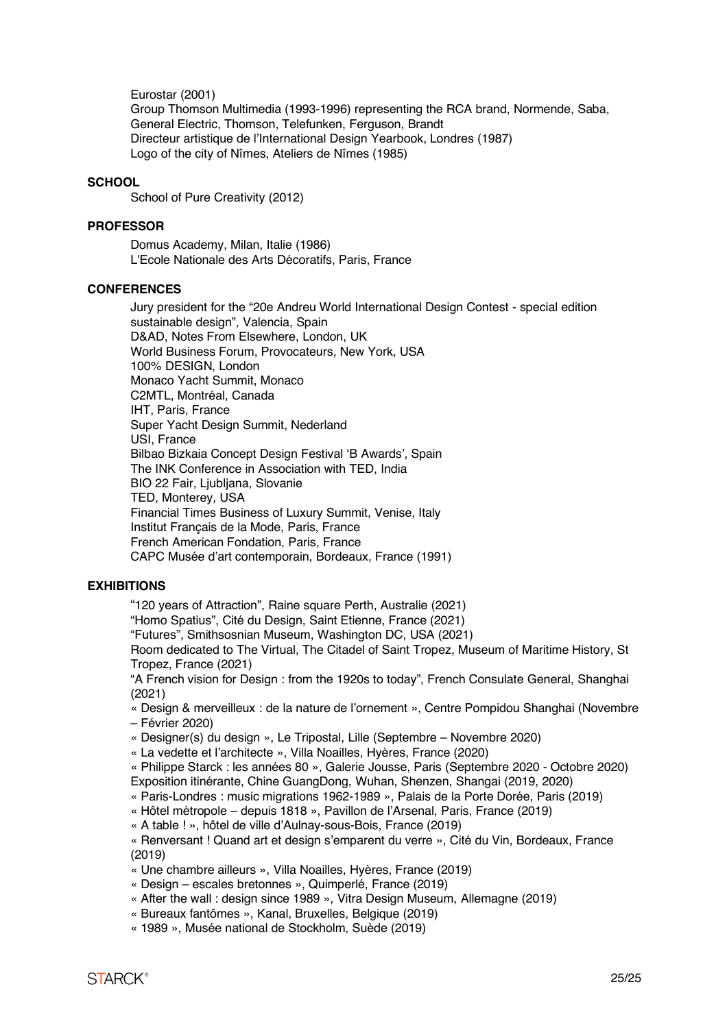Eurostar (2001)
Group Thomson Multimedia (1993-1996) representing the RCA brand, Normende, Saba, General Electric, Thomson, Telefunken, Ferguson, Brandt
Directeur artistique de l'International Design Yearbook, Londres (1987)
Logo of the city of Nîmes, Ateliers de Nîmes (1985)

**SCHOOL**

School of Pure Creativity (2012)

**PROFESSOR**

Domus Academy, Milan, Italie (1986)
L'Ecole Nationale des Arts Décoratifs, Paris, France

**CONFERENCES**

Jury president for the "20e Andreu World International Design Contest - special edition sustainable design", Valencia, Spain
D&AD, Notes From Elsewhere, London, UK
World Business Forum, Provocateurs, New York, USA
100% DESIGN, London
Monaco Yacht Summit, Monaco
C2MTL, Montréal, Canada
IHT, Paris, France
Super Yacht Design Summit, Nederland
USI, France
Bilbao Bizkaia Concept Design Festival 'B Awards', Spain
The INK Conference in Association with TED, India
BIO 22 Fair, Ljubljana, Slovanie
TED, Monterey, USA
Financial Times Business of Luxury Summit, Venise, Italy
Institut Français de la Mode, Paris, France
French American Fondation, Paris, France
CAPC Musée d'art contemporain, Bordeaux, France (1991)

**EXHIBITIONS**

"120 years of Attraction", Raine square Perth, Australie (2021)
"Homo Spatius", Cité du Design, Saint Etienne, France (2021)
"Futures", Smithsosnian Museum, Washington DC, USA (2021)
Room dedicated to The Virtual, The Citadel of Saint Tropez, Museum of Maritime History, St Tropez, France (2021)
"A French vision for Design : from the 1920s to today", French Consulate General, Shanghai (2021)
« Design & merveilleux : de la nature de l'ornement », Centre Pompidou Shanghai (Novembre – Février 2020)
« Designer(s) du design », Le Tripostal, Lille (Septembre – Novembre 2020)
« La vedette et l'architecte », Villa Noailles, Hyères, France (2020)
« Philippe Starck : les années 80 », Galerie Jousse, Paris (Septembre 2020 - Octobre 2020)
Exposition itinérante, Chine GuangDong, Wuhan, Shenzen, Shangai (2019, 2020)
« Paris-Londres : music migrations 1962-1989 », Palais de la Porte Dorée, Paris (2019)
« Hôtel métropole – depuis 1818 », Pavillon de l'Arsenal, Paris, France (2019)
« A table ! », hôtel de ville d'Aulnay-sous-Bois, France (2019)
« Renversant ! Quand art et design s'emparent du verre », Cité du Vin, Bordeaux, France (2019)
« Une chambre ailleurs », Villa Noailles, Hyères, France (2019)
« Design – escales bretonnes », Quimperlé, France (2019)
« After the wall : design since 1989 », Vitra Design Museum, Allemagne (2019)
« Bureaux fantômes », Kanal, Bruxelles, Belgique (2019)
« 1989 », Musée national de Stockholm, Suède (2019)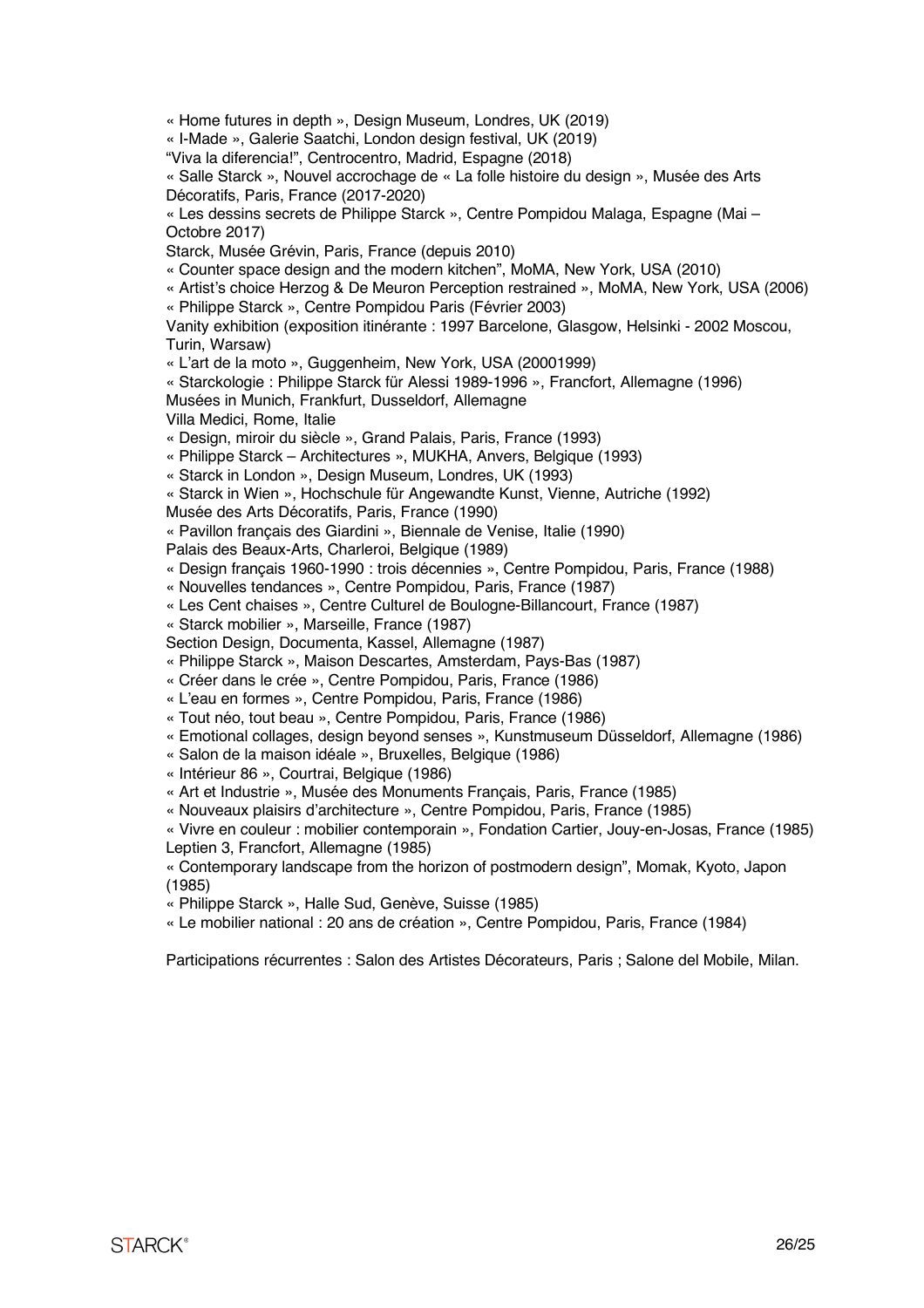« Home futures in depth », Design Museum, Londres, UK (2019)
« I-Made », Galerie Saatchi, London design festival, UK (2019)
“Viva la diferencia!”, Centrocentro, Madrid, Espagne (2018)
« Salle Starck », Nouvel accrochage de « La folle histoire du design », Musée des Arts Décoratifs, Paris, France (2017-2020)
« Les dessins secrets de Philippe Starck », Centre Pompidou Malaga, Espagne (Mai – Octobre 2017)
Starck, Musée Grévin, Paris, France (depuis 2010)
« Counter space design and the modern kitchen”, MoMA, New York, USA (2010)
« Artist’s choice Herzog & De Meuron Perception restrained », MoMA, New York, USA (2006)
« Philippe Starck », Centre Pompidou Paris (Février 2003)
Vanity exhibition (exposition itinérante : 1997 Barcelone, Glasgow, Helsinki - 2002 Moscou, Turin, Warsaw)
« L’art de la moto », Guggenheim, New York, USA (20001999)
« Starckologie : Philippe Starck für Alessi 1989-1996 », Francfort, Allemagne (1996)
Musées in Munich, Frankfurt, Dusseldorf, Allemagne
Villa Medici, Rome, Italie
« Design, miroir du siècle », Grand Palais, Paris, France (1993)
« Philippe Starck – Architectures », MUKHA, Anvers, Belgique (1993)
« Starck in London », Design Museum, Londres, UK (1993)
« Starck in Wien », Hochschule für Angewandte Kunst, Vienne, Autriche (1992)
Musée des Arts Décoratifs, Paris, France (1990)
« Pavillon français des Giardini », Biennale de Venise, Italie (1990)
Palais des Beaux-Arts, Charleroi, Belgique (1989)
« Design français 1960-1990 : trois décennies », Centre Pompidou, Paris, France (1988)
« Nouvelles tendances », Centre Pompidou, Paris, France (1987)
« Les Cent chaises », Centre Culturel de Boulogne-Billancourt, France (1987)
« Starck mobilier », Marseille, France (1987)
Section Design, Documenta, Kassel, Allemagne (1987)
« Philippe Starck », Maison Descartes, Amsterdam, Pays-Bas (1987)
« Créer dans le crée », Centre Pompidou, Paris, France (1986)
« L’eau en formes », Centre Pompidou, Paris, France (1986)
« Tout néo, tout beau », Centre Pompidou, Paris, France (1986)
« Emotional collages, design beyond senses », Kunstmuseum Düsseldorf, Allemagne (1986)
« Salon de la maison idéale », Bruxelles, Belgique (1986)
« Intérieur 86 », Courtrai, Belgique (1986)
« Art et Industrie », Musée des Monuments Français, Paris, France (1985)
« Nouveaux plaisirs d’architecture », Centre Pompidou, Paris, France (1985)
« Vivre en couleur : mobilier contemporain », Fondation Cartier, Jouy-en-Josas, France (1985)
Leptien 3, Francfort, Allemagne (1985)
« Contemporary landscape from the horizon of postmodern design”, Momak, Kyoto, Japon (1985)
« Philippe Starck », Halle Sud, Genève, Suisse (1985)
« Le mobilier national : 20 ans de création », Centre Pompidou, Paris, France (1984)

Participations récurrentes : Salon des Artistes Décorateurs, Paris ; Salone del Mobile, Milan.